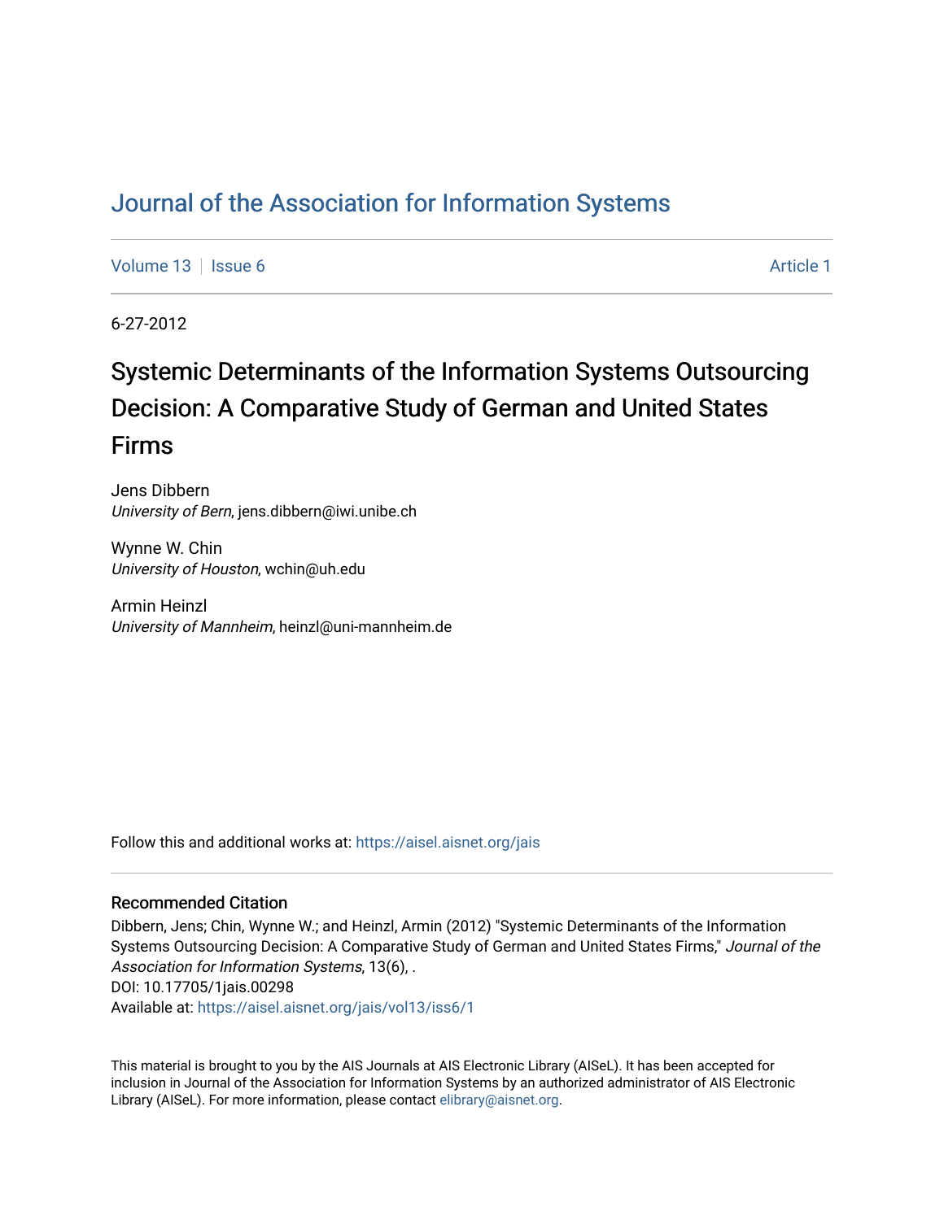# Journal of the Association for Information Systems

Volume 13 | Issue 6 | Article 1

6-27-2012

## Systemic Determinants of the Information Systems Outsourcing Decision: A Comparative Study of German and United States Firms

Jens Dibbern
*University of Bern*, jens.dibbern@iwi.unibe.ch

Wynne W. Chin
*University of Houston*, wchin@uh.edu

Armin Heinzl
*University of Mannheim*, heinzl@uni-mannheim.de

Follow this and additional works at: https://aisel.aisnet.org/jais

### Recommended Citation

Dibbern, Jens; Chin, Wynne W.; and Heinzl, Armin (2012) "Systemic Determinants of the Information Systems Outsourcing Decision: A Comparative Study of German and United States Firms," *Journal of the Association for Information Systems*, 13(6), .
DOI: 10.17705/1jais.00298
Available at: https://aisel.aisnet.org/jais/vol13/iss6/1

This material is brought to you by the AIS Journals at AIS Electronic Library (AISeL). It has been accepted for inclusion in Journal of the Association for Information Systems by an authorized administrator of AIS Electronic Library (AISeL). For more information, please contact elibrary@aisnet.org.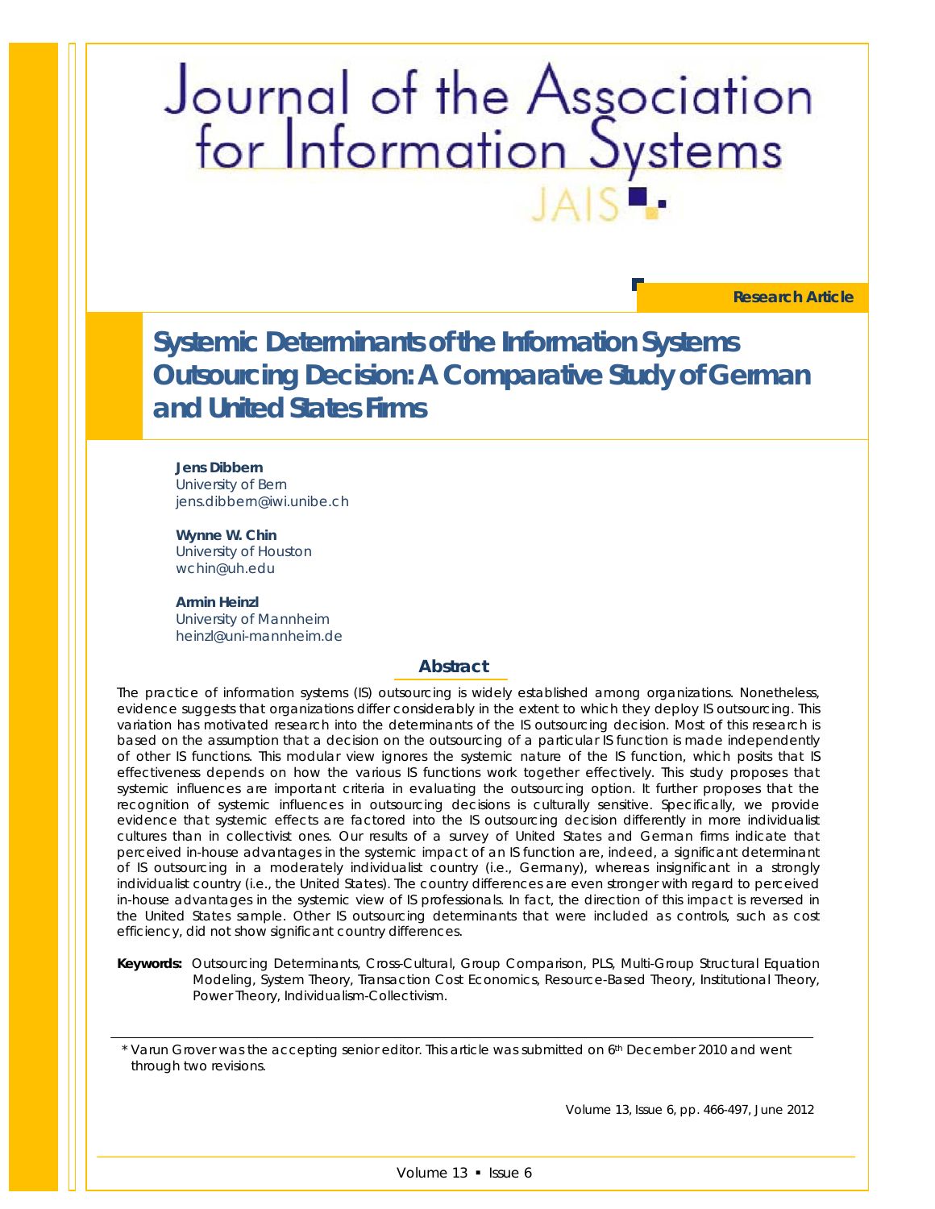Research Article

# Systemic Determinants of the Information Systems Outsourcing Decision: A Comparative Study of German and United States Firms

**Jens Dibbern**
University of Bern
jens.dibbern@iwi.unibe.ch

**Wynne W. Chin**
University of Houston
wchin@uh.edu

**Armin Heinzl**
University of Mannheim
heinzl@uni-mannheim.de

## Abstract

The practice of information systems (IS) outsourcing is widely established among organizations. Nonetheless, evidence suggests that organizations differ considerably in the extent to which they deploy IS outsourcing. This variation has motivated research into the determinants of the IS outsourcing decision. Most of this research is based on the assumption that a decision on the outsourcing of a particular IS function is made independently of other IS functions. This modular view ignores the systemic nature of the IS function, which posits that IS effectiveness depends on how the various IS functions work together effectively. This study proposes that systemic influences are important criteria in evaluating the outsourcing option. It further proposes that the recognition of systemic influences in outsourcing decisions is culturally sensitive. Specifically, we provide evidence that systemic effects are factored into the IS outsourcing decision differently in more individualist cultures than in collectivist ones. Our results of a survey of United States and German firms indicate that perceived in-house advantages in the systemic impact of an IS function are, indeed, a significant determinant of IS outsourcing in a moderately individualist country (i.e., Germany), whereas insignificant in a strongly individualist country (i.e., the United States). The country differences are even stronger with regard to perceived in-house advantages in the systemic view of IS professionals. In fact, the direction of this impact is reversed in the United States sample. Other IS outsourcing determinants that were included as controls, such as cost efficiency, did not show significant country differences.

**Keywords:** Outsourcing Determinants, Cross-Cultural, Group Comparison, PLS, Multi-Group Structural Equation Modeling, System Theory, Transaction Cost Economics, Resource-Based Theory, Institutional Theory, Power Theory, Individualism-Collectivism.

---

* Varun Grover was the accepting senior editor. This article was submitted on 6th December 2010 and went through two revisions.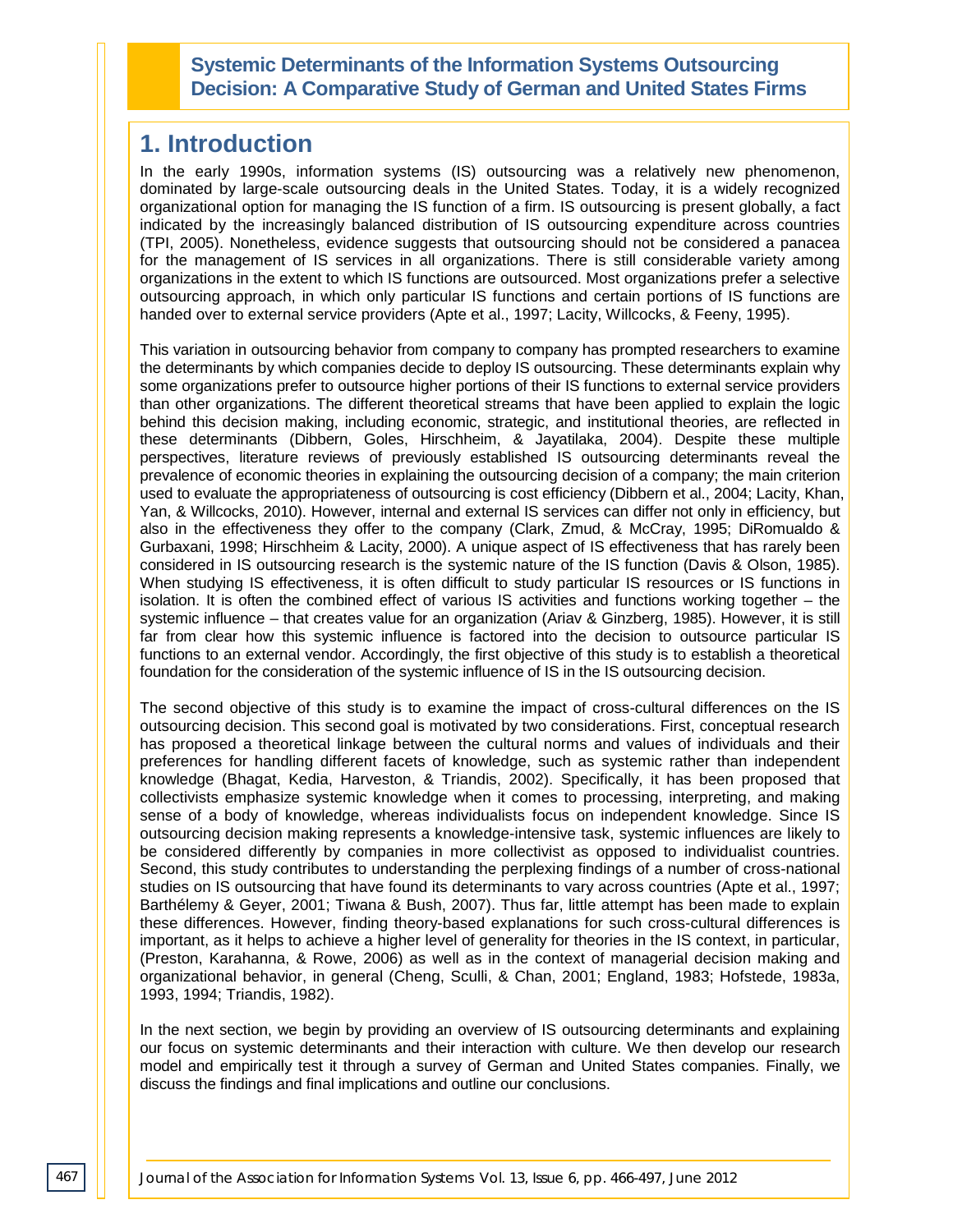# 1. Introduction

In the early 1990s, information systems (IS) outsourcing was a relatively new phenomenon, dominated by large-scale outsourcing deals in the United States. Today, it is a widely recognized organizational option for managing the IS function of a firm. IS outsourcing is present globally, a fact indicated by the increasingly balanced distribution of IS outsourcing expenditure across countries (TPI, 2005). Nonetheless, evidence suggests that outsourcing should not be considered a panacea for the management of IS services in all organizations. There is still considerable variety among organizations in the extent to which IS functions are outsourced. Most organizations prefer a selective outsourcing approach, in which only particular IS functions and certain portions of IS functions are handed over to external service providers (Apte et al., 1997; Lacity, Willcocks, & Feeny, 1995).

This variation in outsourcing behavior from company to company has prompted researchers to examine the determinants by which companies decide to deploy IS outsourcing. These determinants explain why some organizations prefer to outsource higher portions of their IS functions to external service providers than other organizations. The different theoretical streams that have been applied to explain the logic behind this decision making, including economic, strategic, and institutional theories, are reflected in these determinants (Dibbern, Goles, Hirschheim, & Jayatilaka, 2004). Despite these multiple perspectives, literature reviews of previously established IS outsourcing determinants reveal the prevalence of economic theories in explaining the outsourcing decision of a company; the main criterion used to evaluate the appropriateness of outsourcing is cost efficiency (Dibbern et al., 2004; Lacity, Khan, Yan, & Willcocks, 2010). However, internal and external IS services can differ not only in efficiency, but also in the effectiveness they offer to the company (Clark, Zmud, & McCray, 1995; DiRomualdo & Gurbaxani, 1998; Hirschheim & Lacity, 2000). A unique aspect of IS effectiveness that has rarely been considered in IS outsourcing research is the systemic nature of the IS function (Davis & Olson, 1985). When studying IS effectiveness, it is often difficult to study particular IS resources or IS functions in isolation. It is often the combined effect of various IS activities and functions working together – the systemic influence – that creates value for an organization (Ariav & Ginzberg, 1985). However, it is still far from clear how this systemic influence is factored into the decision to outsource particular IS functions to an external vendor. Accordingly, the first objective of this study is to establish a theoretical foundation for the consideration of the systemic influence of IS in the IS outsourcing decision.

The second objective of this study is to examine the impact of cross-cultural differences on the IS outsourcing decision. This second goal is motivated by two considerations. First, conceptual research has proposed a theoretical linkage between the cultural norms and values of individuals and their preferences for handling different facets of knowledge, such as systemic rather than independent knowledge (Bhagat, Kedia, Harveston, & Triandis, 2002). Specifically, it has been proposed that collectivists emphasize systemic knowledge when it comes to processing, interpreting, and making sense of a body of knowledge, whereas individualists focus on independent knowledge. Since IS outsourcing decision making represents a knowledge-intensive task, systemic influences are likely to be considered differently by companies in more collectivist as opposed to individualist countries. Second, this study contributes to understanding the perplexing findings of a number of cross-national studies on IS outsourcing that have found its determinants to vary across countries (Apte et al., 1997; Barthélemy & Geyer, 2001; Tiwana & Bush, 2007). Thus far, little attempt has been made to explain these differences. However, finding theory-based explanations for such cross-cultural differences is important, as it helps to achieve a higher level of generality for theories in the IS context, in particular, (Preston, Karahanna, & Rowe, 2006) as well as in the context of managerial decision making and organizational behavior, in general (Cheng, Sculli, & Chan, 2001; England, 1983; Hofstede, 1983a, 1993, 1994; Triandis, 1982).

In the next section, we begin by providing an overview of IS outsourcing determinants and explaining our focus on systemic determinants and their interaction with culture. We then develop our research model and empirically test it through a survey of German and United States companies. Finally, we discuss the findings and final implications and outline our conclusions.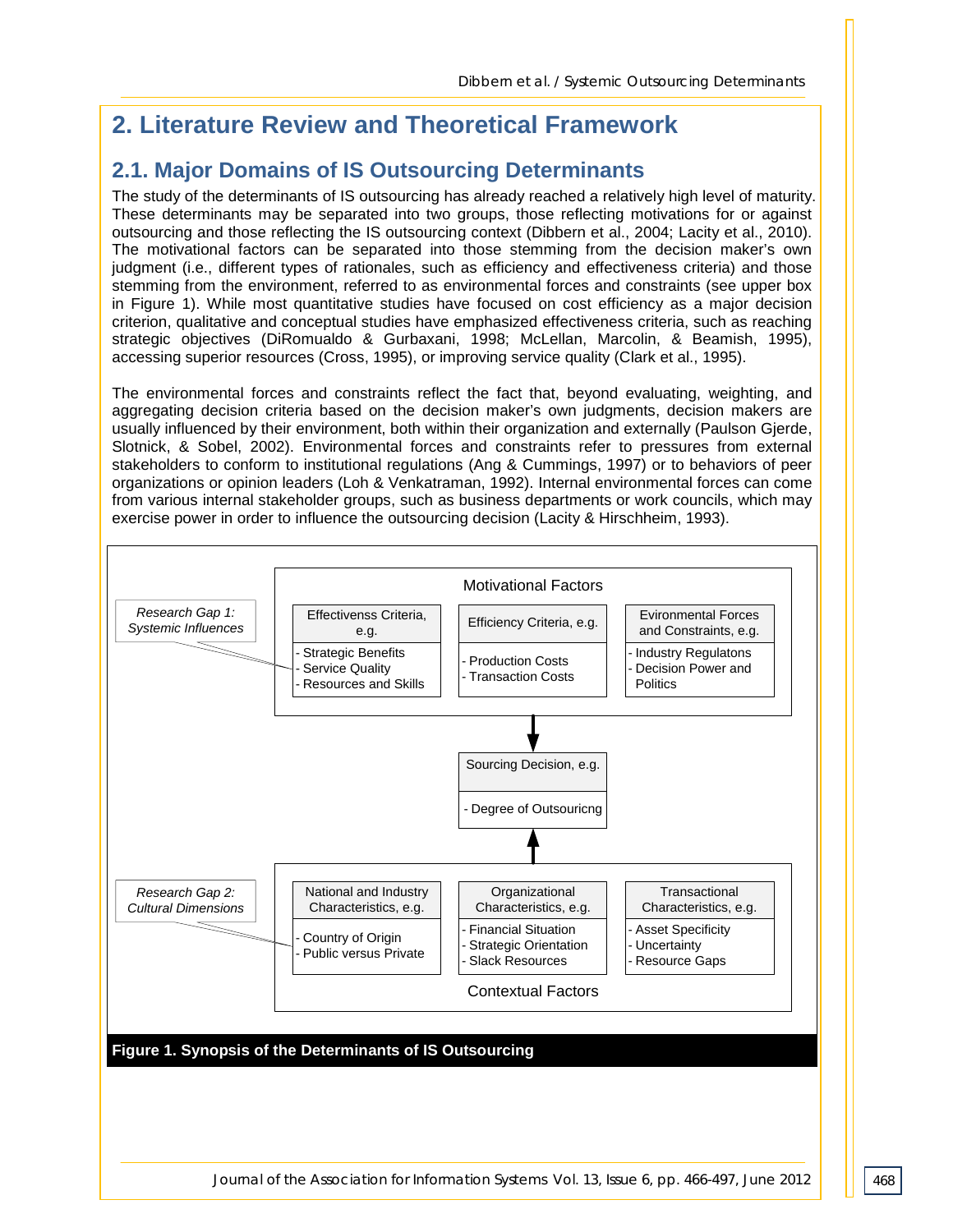# 2. Literature Review and Theoretical Framework

## 2.1. Major Domains of IS Outsourcing Determinants

The study of the determinants of IS outsourcing has already reached a relatively high level of maturity. These determinants may be separated into two groups, those reflecting motivations for or against outsourcing and those reflecting the IS outsourcing context (Dibbern et al., 2004; Lacity et al., 2010). The motivational factors can be separated into those stemming from the decision maker's own judgment (i.e., different types of rationales, such as efficiency and effectiveness criteria) and those stemming from the environment, referred to as environmental forces and constraints (see upper box in Figure 1). While most quantitative studies have focused on cost efficiency as a major decision criterion, qualitative and conceptual studies have emphasized effectiveness criteria, such as reaching strategic objectives (DiRomualdo & Gurbaxani, 1998; McLellan, Marcolin, & Beamish, 1995), accessing superior resources (Cross, 1995), or improving service quality (Clark et al., 1995).

The environmental forces and constraints reflect the fact that, beyond evaluating, weighting, and aggregating decision criteria based on the decision maker's own judgments, decision makers are usually influenced by their environment, both within their organization and externally (Paulson Gjerde, Slotnick, & Sobel, 2002). Environmental forces and constraints refer to pressures from external stakeholders to conform to institutional regulations (Ang & Cummings, 1997) or to behaviors of peer organizations or opinion leaders (Loh & Venkatraman, 1992). Internal environmental forces can come from various internal stakeholder groups, such as business departments or work councils, which may exercise power in order to influence the outsourcing decision (Lacity & Hirschheim, 1993).

**Motivational Factors**

| Effectivenss Criteria, e.g. | Efficiency Criteria, e.g. | Evironmental Forces and Constraints, e.g. |
|---|---|---|
| - Strategic Benefits<br>- Service Quality<br>- Resources and Skills | - Production Costs<br>- Transaction Costs | - Industry Regulatons<br>- Decision Power and Politics |

*Research Gap 1: Systemic Influences* (pointing to Effectivenss Criteria)

↓

**Sourcing Decision, e.g.**
- Degree of Outsouricng

↑

**Contextual Factors**

| National and Industry Characteristics, e.g. | Organizational Characteristics, e.g. | Transactional Characteristics, e.g. |
|---|---|---|
| - Country of Origin<br>- Public versus Private | - Financial Situation<br>- Strategic Orientation<br>- Slack Resources | - Asset Specificity<br>- Uncertainty<br>- Resource Gaps |

*Research Gap 2: Cultural Dimensions* (pointing to National and Industry Characteristics)

**Figure 1. Synopsis of the Determinants of IS Outsourcing**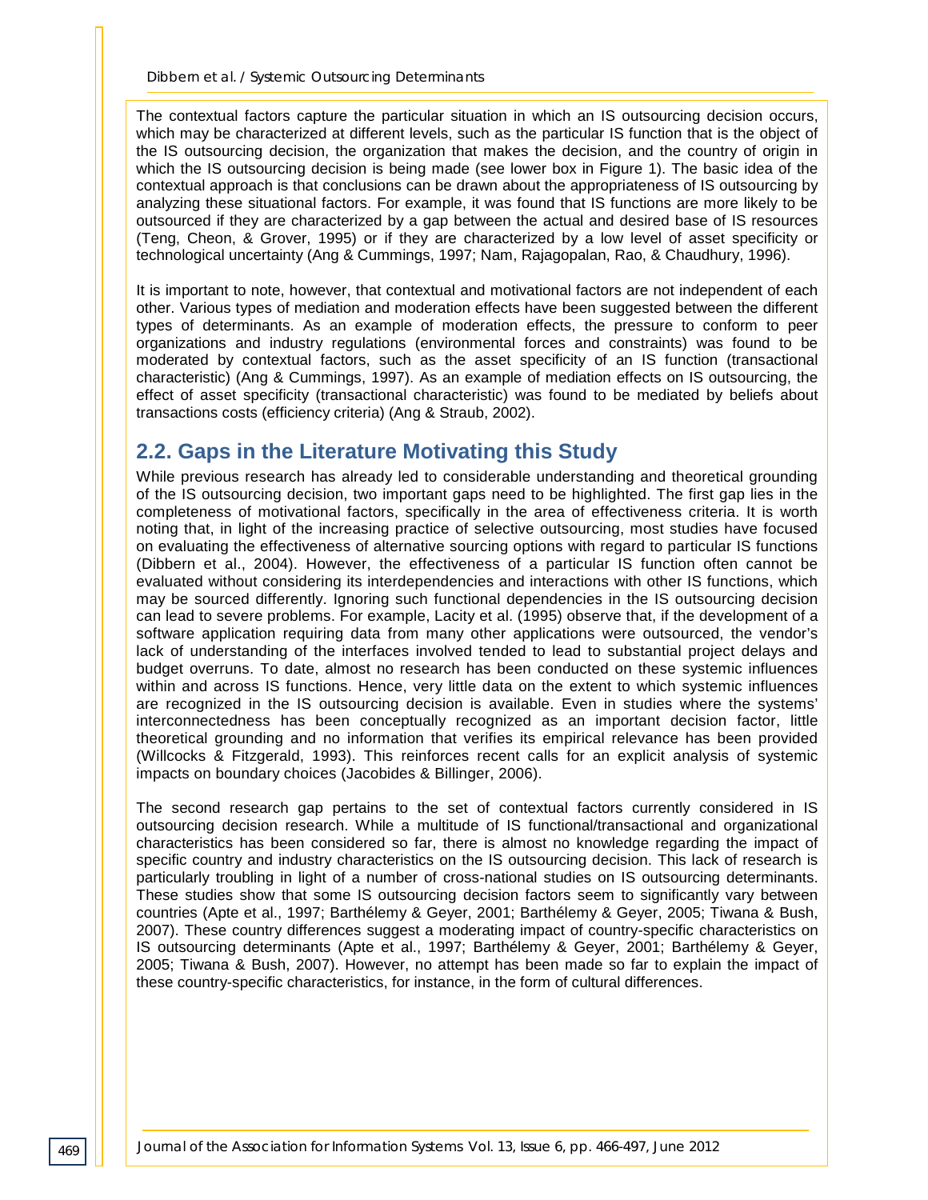The contextual factors capture the particular situation in which an IS outsourcing decision occurs, which may be characterized at different levels, such as the particular IS function that is the object of the IS outsourcing decision, the organization that makes the decision, and the country of origin in which the IS outsourcing decision is being made (see lower box in Figure 1). The basic idea of the contextual approach is that conclusions can be drawn about the appropriateness of IS outsourcing by analyzing these situational factors. For example, it was found that IS functions are more likely to be outsourced if they are characterized by a gap between the actual and desired base of IS resources (Teng, Cheon, & Grover, 1995) or if they are characterized by a low level of asset specificity or technological uncertainty (Ang & Cummings, 1997; Nam, Rajagopalan, Rao, & Chaudhury, 1996).

It is important to note, however, that contextual and motivational factors are not independent of each other. Various types of mediation and moderation effects have been suggested between the different types of determinants. As an example of moderation effects, the pressure to conform to peer organizations and industry regulations (environmental forces and constraints) was found to be moderated by contextual factors, such as the asset specificity of an IS function (transactional characteristic) (Ang & Cummings, 1997). As an example of mediation effects on IS outsourcing, the effect of asset specificity (transactional characteristic) was found to be mediated by beliefs about transactions costs (efficiency criteria) (Ang & Straub, 2002).

## 2.2. Gaps in the Literature Motivating this Study

While previous research has already led to considerable understanding and theoretical grounding of the IS outsourcing decision, two important gaps need to be highlighted. The first gap lies in the completeness of motivational factors, specifically in the area of effectiveness criteria. It is worth noting that, in light of the increasing practice of selective outsourcing, most studies have focused on evaluating the effectiveness of alternative sourcing options with regard to particular IS functions (Dibbern et al., 2004). However, the effectiveness of a particular IS function often cannot be evaluated without considering its interdependencies and interactions with other IS functions, which may be sourced differently. Ignoring such functional dependencies in the IS outsourcing decision can lead to severe problems. For example, Lacity et al. (1995) observe that, if the development of a software application requiring data from many other applications were outsourced, the vendor's lack of understanding of the interfaces involved tended to lead to substantial project delays and budget overruns. To date, almost no research has been conducted on these systemic influences within and across IS functions. Hence, very little data on the extent to which systemic influences are recognized in the IS outsourcing decision is available. Even in studies where the systems' interconnectedness has been conceptually recognized as an important decision factor, little theoretical grounding and no information that verifies its empirical relevance has been provided (Willcocks & Fitzgerald, 1993). This reinforces recent calls for an explicit analysis of systemic impacts on boundary choices (Jacobides & Billinger, 2006).

The second research gap pertains to the set of contextual factors currently considered in IS outsourcing decision research. While a multitude of IS functional/transactional and organizational characteristics has been considered so far, there is almost no knowledge regarding the impact of specific country and industry characteristics on the IS outsourcing decision. This lack of research is particularly troubling in light of a number of cross-national studies on IS outsourcing determinants. These studies show that some IS outsourcing decision factors seem to significantly vary between countries (Apte et al., 1997; Barthélemy & Geyer, 2001; Barthélemy & Geyer, 2005; Tiwana & Bush, 2007). These country differences suggest a moderating impact of country-specific characteristics on IS outsourcing determinants (Apte et al., 1997; Barthélemy & Geyer, 2001; Barthélemy & Geyer, 2005; Tiwana & Bush, 2007). However, no attempt has been made so far to explain the impact of these country-specific characteristics, for instance, in the form of cultural differences.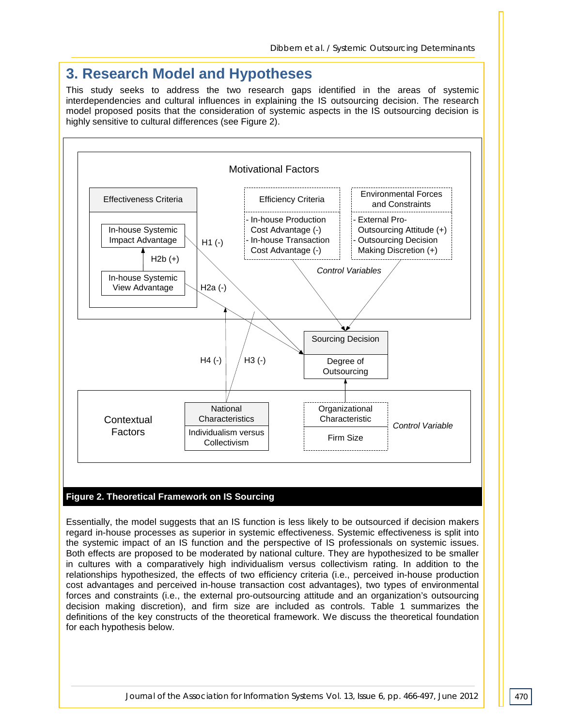# 3. Research Model and Hypotheses

This study seeks to address the two research gaps identified in the areas of systemic interdependencies and cultural influences in explaining the IS outsourcing decision. The research model proposed posits that the consideration of systemic aspects in the IS outsourcing decision is highly sensitive to cultural differences (see Figure 2).

**Figure 2. Theoretical Framework on IS Sourcing**

Essentially, the model suggests that an IS function is less likely to be outsourced if decision makers regard in-house processes as superior in systemic effectiveness. Systemic effectiveness is split into the systemic impact of an IS function and the perspective of IS professionals on systemic issues. Both effects are proposed to be moderated by national culture. They are hypothesized to be smaller in cultures with a comparatively high individualism versus collectivism rating. In addition to the relationships hypothesized, the effects of two efficiency criteria (i.e., perceived in-house production cost advantages and perceived in-house transaction cost advantages), two types of environmental forces and constraints (i.e., the external pro-outsourcing attitude and an organization's outsourcing decision making discretion), and firm size are included as controls. Table 1 summarizes the definitions of the key constructs of the theoretical framework. We discuss the theoretical foundation for each hypothesis below.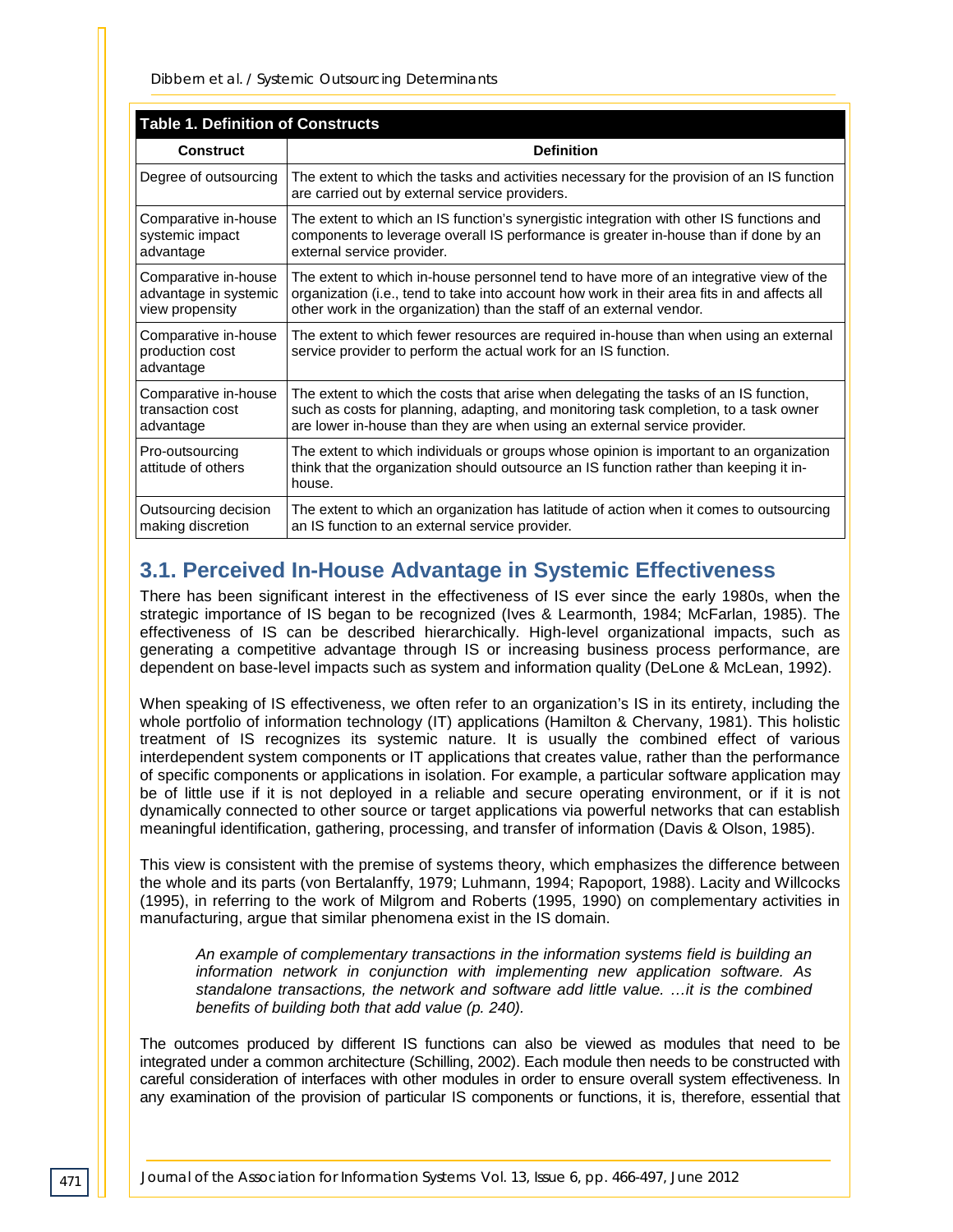**Table 1. Definition of Constructs**

| Construct | Definition |
|---|---|
| Degree of outsourcing | The extent to which the tasks and activities necessary for the provision of an IS function are carried out by external service providers. |
| Comparative in-house systemic impact advantage | The extent to which an IS function's synergistic integration with other IS functions and components to leverage overall IS performance is greater in-house than if done by an external service provider. |
| Comparative in-house advantage in systemic view propensity | The extent to which in-house personnel tend to have more of an integrative view of the organization (i.e., tend to take into account how work in their area fits in and affects all other work in the organization) than the staff of an external vendor. |
| Comparative in-house production cost advantage | The extent to which fewer resources are required in-house than when using an external service provider to perform the actual work for an IS function. |
| Comparative in-house transaction cost advantage | The extent to which the costs that arise when delegating the tasks of an IS function, such as costs for planning, adapting, and monitoring task completion, to a task owner are lower in-house than they are when using an external service provider. |
| Pro-outsourcing attitude of others | The extent to which individuals or groups whose opinion is important to an organization think that the organization should outsource an IS function rather than keeping it in-house. |
| Outsourcing decision making discretion | The extent to which an organization has latitude of action when it comes to outsourcing an IS function to an external service provider. |

## 3.1. Perceived In-House Advantage in Systemic Effectiveness

There has been significant interest in the effectiveness of IS ever since the early 1980s, when the strategic importance of IS began to be recognized (Ives & Learmonth, 1984; McFarlan, 1985). The effectiveness of IS can be described hierarchically. High-level organizational impacts, such as generating a competitive advantage through IS or increasing business process performance, are dependent on base-level impacts such as system and information quality (DeLone & McLean, 1992).

When speaking of IS effectiveness, we often refer to an organization's IS in its entirety, including the whole portfolio of information technology (IT) applications (Hamilton & Chervany, 1981). This holistic treatment of IS recognizes its systemic nature. It is usually the combined effect of various interdependent system components or IT applications that creates value, rather than the performance of specific components or applications in isolation. For example, a particular software application may be of little use if it is not deployed in a reliable and secure operating environment, or if it is not dynamically connected to other source or target applications via powerful networks that can establish meaningful identification, gathering, processing, and transfer of information (Davis & Olson, 1985).

This view is consistent with the premise of systems theory, which emphasizes the difference between the whole and its parts (von Bertalanffy, 1979; Luhmann, 1994; Rapoport, 1988). Lacity and Willcocks (1995), in referring to the work of Milgrom and Roberts (1995, 1990) on complementary activities in manufacturing, argue that similar phenomena exist in the IS domain.

> *An example of complementary transactions in the information systems field is building an information network in conjunction with implementing new application software. As standalone transactions, the network and software add little value. …it is the combined benefits of building both that add value (p. 240).*

The outcomes produced by different IS functions can also be viewed as modules that need to be integrated under a common architecture (Schilling, 2002). Each module then needs to be constructed with careful consideration of interfaces with other modules in order to ensure overall system effectiveness. In any examination of the provision of particular IS components or functions, it is, therefore, essential that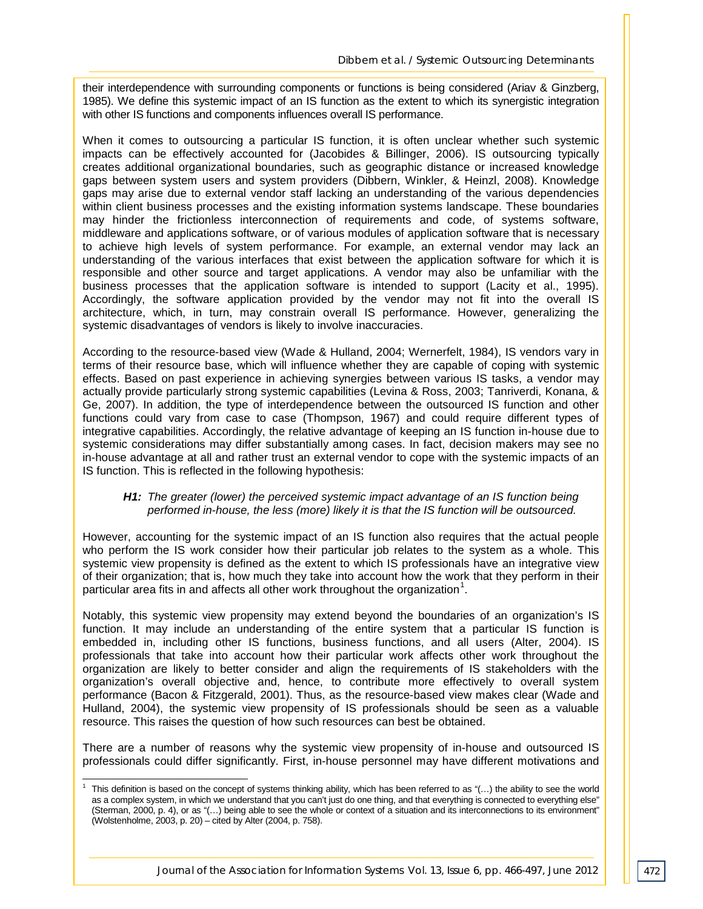their interdependence with surrounding components or functions is being considered (Ariav & Ginzberg, 1985). We define this systemic impact of an IS function as the extent to which its synergistic integration with other IS functions and components influences overall IS performance.

When it comes to outsourcing a particular IS function, it is often unclear whether such systemic impacts can be effectively accounted for (Jacobides & Billinger, 2006). IS outsourcing typically creates additional organizational boundaries, such as geographic distance or increased knowledge gaps between system users and system providers (Dibbern, Winkler, & Heinzl, 2008). Knowledge gaps may arise due to external vendor staff lacking an understanding of the various dependencies within client business processes and the existing information systems landscape. These boundaries may hinder the frictionless interconnection of requirements and code, of systems software, middleware and applications software, or of various modules of application software that is necessary to achieve high levels of system performance. For example, an external vendor may lack an understanding of the various interfaces that exist between the application software for which it is responsible and other source and target applications. A vendor may also be unfamiliar with the business processes that the application software is intended to support (Lacity et al., 1995). Accordingly, the software application provided by the vendor may not fit into the overall IS architecture, which, in turn, may constrain overall IS performance. However, generalizing the systemic disadvantages of vendors is likely to involve inaccuracies.

According to the resource-based view (Wade & Hulland, 2004; Wernerfelt, 1984), IS vendors vary in terms of their resource base, which will influence whether they are capable of coping with systemic effects. Based on past experience in achieving synergies between various IS tasks, a vendor may actually provide particularly strong systemic capabilities (Levina & Ross, 2003; Tanriverdi, Konana, & Ge, 2007). In addition, the type of interdependence between the outsourced IS function and other functions could vary from case to case (Thompson, 1967) and could require different types of integrative capabilities. Accordingly, the relative advantage of keeping an IS function in-house due to systemic considerations may differ substantially among cases. In fact, decision makers may see no in-house advantage at all and rather trust an external vendor to cope with the systemic impacts of an IS function. This is reflected in the following hypothesis:

> ***H1:*** *The greater (lower) the perceived systemic impact advantage of an IS function being performed in-house, the less (more) likely it is that the IS function will be outsourced.*

However, accounting for the systemic impact of an IS function also requires that the actual people who perform the IS work consider how their particular job relates to the system as a whole. This systemic view propensity is defined as the extent to which IS professionals have an integrative view of their organization; that is, how much they take into account how the work that they perform in their particular area fits in and affects all other work throughout the organization[1].

Notably, this systemic view propensity may extend beyond the boundaries of an organization's IS function. It may include an understanding of the entire system that a particular IS function is embedded in, including other IS functions, business functions, and all users (Alter, 2004). IS professionals that take into account how their particular work affects other work throughout the organization are likely to better consider and align the requirements of IS stakeholders with the organization's overall objective and, hence, to contribute more effectively to overall system performance (Bacon & Fitzgerald, 2001). Thus, as the resource-based view makes clear (Wade and Hulland, 2004), the systemic view propensity of IS professionals should be seen as a valuable resource. This raises the question of how such resources can best be obtained.

There are a number of reasons why the systemic view propensity of in-house and outsourced IS professionals could differ significantly. First, in-house personnel may have different motivations and

[1] This definition is based on the concept of systems thinking ability, which has been referred to as "(…) the ability to see the world as a complex system, in which we understand that you can't just do one thing, and that everything is connected to everything else" (Sterman, 2000, p. 4), or as "(…) being able to see the whole or context of a situation and its interconnections to its environment" (Wolstenholme, 2003, p. 20) – cited by Alter (2004, p. 758).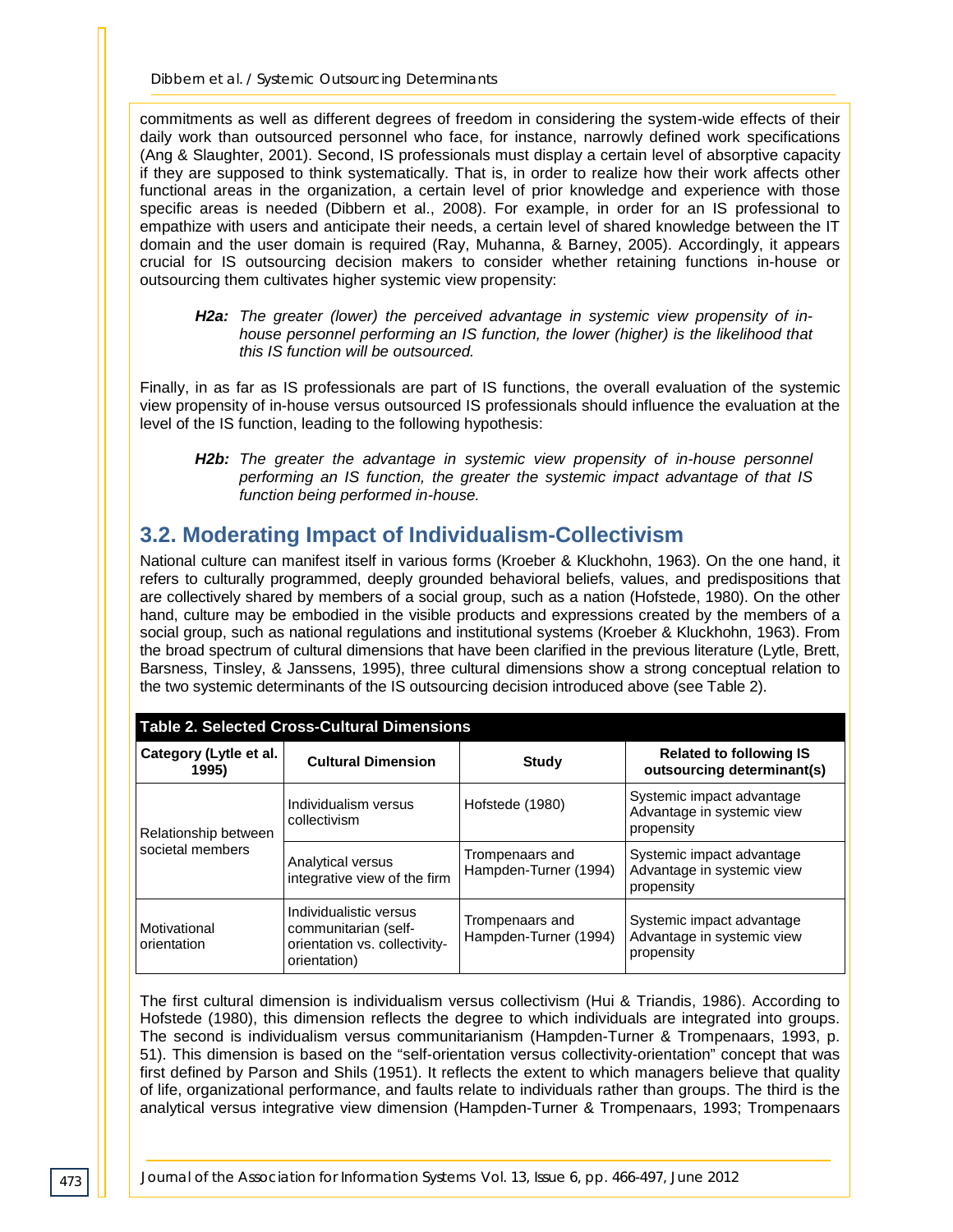commitments as well as different degrees of freedom in considering the system-wide effects of their daily work than outsourced personnel who face, for instance, narrowly defined work specifications (Ang & Slaughter, 2001). Second, IS professionals must display a certain level of absorptive capacity if they are supposed to think systematically. That is, in order to realize how their work affects other functional areas in the organization, a certain level of prior knowledge and experience with those specific areas is needed (Dibbern et al., 2008). For example, in order for an IS professional to empathize with users and anticipate their needs, a certain level of shared knowledge between the IT domain and the user domain is required (Ray, Muhanna, & Barney, 2005). Accordingly, it appears crucial for IS outsourcing decision makers to consider whether retaining functions in-house or outsourcing them cultivates higher systemic view propensity:

> ***H2a:*** *The greater (lower) the perceived advantage in systemic view propensity of in-house personnel performing an IS function, the lower (higher) is the likelihood that this IS function will be outsourced.*

Finally, in as far as IS professionals are part of IS functions, the overall evaluation of the systemic view propensity of in-house versus outsourced IS professionals should influence the evaluation at the level of the IS function, leading to the following hypothesis:

> ***H2b:*** *The greater the advantage in systemic view propensity of in-house personnel performing an IS function, the greater the systemic impact advantage of that IS function being performed in-house.*

## 3.2. Moderating Impact of Individualism-Collectivism

National culture can manifest itself in various forms (Kroeber & Kluckhohn, 1963). On the one hand, it refers to culturally programmed, deeply grounded behavioral beliefs, values, and predispositions that are collectively shared by members of a social group, such as a nation (Hofstede, 1980). On the other hand, culture may be embodied in the visible products and expressions created by the members of a social group, such as national regulations and institutional systems (Kroeber & Kluckhohn, 1963). From the broad spectrum of cultural dimensions that have been clarified in the previous literature (Lytle, Brett, Barsness, Tinsley, & Janssens, 1995), three cultural dimensions show a strong conceptual relation to the two systemic determinants of the IS outsourcing decision introduced above (see Table 2).

**Table 2. Selected Cross-Cultural Dimensions**

| Category (Lytle et al. 1995) | Cultural Dimension | Study | Related to following IS outsourcing determinant(s) |
|---|---|---|---|
| Relationship between societal members | Individualism versus collectivism | Hofstede (1980) | Systemic impact advantage<br>Advantage in systemic view propensity |
| | Analytical versus integrative view of the firm | Trompenaars and Hampden-Turner (1994) | Systemic impact advantage<br>Advantage in systemic view propensity |
| Motivational orientation | Individualistic versus communitarian (self-orientation vs. collectivity-orientation) | Trompenaars and Hampden-Turner (1994) | Systemic impact advantage<br>Advantage in systemic view propensity |

The first cultural dimension is individualism versus collectivism (Hui & Triandis, 1986). According to Hofstede (1980), this dimension reflects the degree to which individuals are integrated into groups. The second is individualism versus communitarianism (Hampden-Turner & Trompenaars, 1993, p. 51). This dimension is based on the "self-orientation versus collectivity-orientation" concept that was first defined by Parson and Shils (1951). It reflects the extent to which managers believe that quality of life, organizational performance, and faults relate to individuals rather than groups. The third is the analytical versus integrative view dimension (Hampden-Turner & Trompenaars, 1993; Trompenaars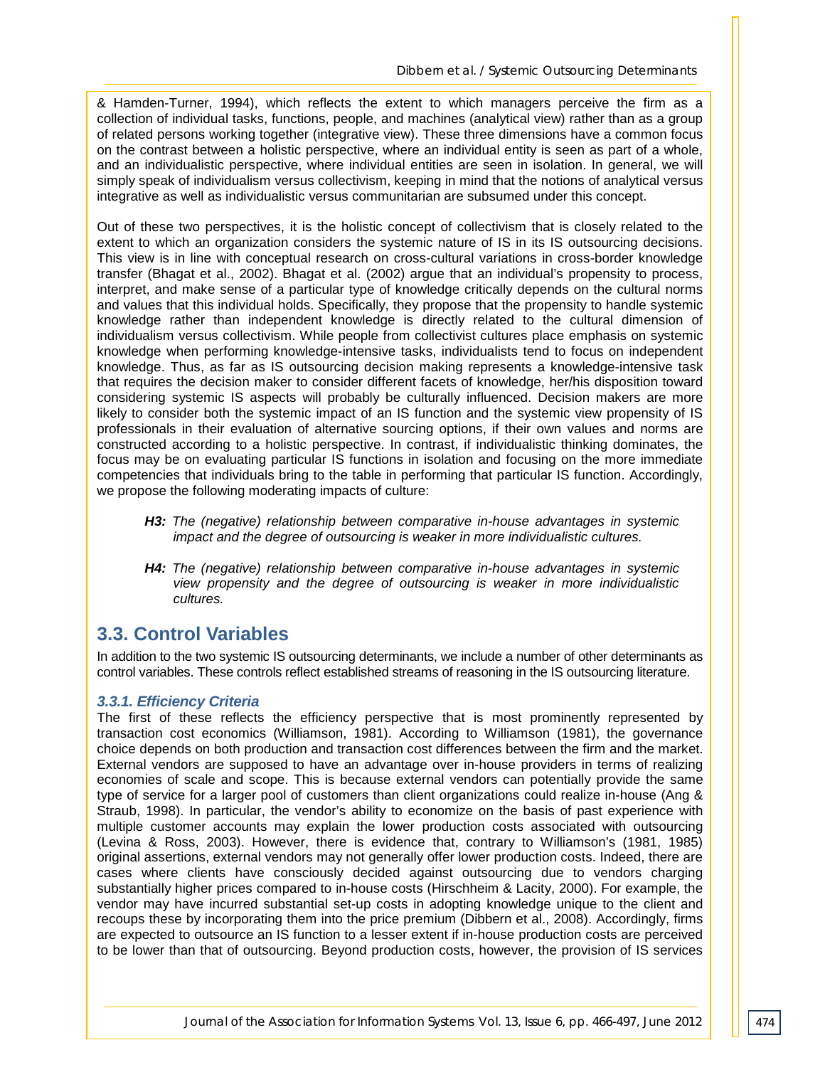& Hamden-Turner, 1994), which reflects the extent to which managers perceive the firm as a collection of individual tasks, functions, people, and machines (analytical view) rather than as a group of related persons working together (integrative view). These three dimensions have a common focus on the contrast between a holistic perspective, where an individual entity is seen as part of a whole, and an individualistic perspective, where individual entities are seen in isolation. In general, we will simply speak of individualism versus collectivism, keeping in mind that the notions of analytical versus integrative as well as individualistic versus communitarian are subsumed under this concept.

Out of these two perspectives, it is the holistic concept of collectivism that is closely related to the extent to which an organization considers the systemic nature of IS in its IS outsourcing decisions. This view is in line with conceptual research on cross-cultural variations in cross-border knowledge transfer (Bhagat et al., 2002). Bhagat et al. (2002) argue that an individual's propensity to process, interpret, and make sense of a particular type of knowledge critically depends on the cultural norms and values that this individual holds. Specifically, they propose that the propensity to handle systemic knowledge rather than independent knowledge is directly related to the cultural dimension of individualism versus collectivism. While people from collectivist cultures place emphasis on systemic knowledge when performing knowledge-intensive tasks, individualists tend to focus on independent knowledge. Thus, as far as IS outsourcing decision making represents a knowledge-intensive task that requires the decision maker to consider different facets of knowledge, her/his disposition toward considering systemic IS aspects will probably be culturally influenced. Decision makers are more likely to consider both the systemic impact of an IS function and the systemic view propensity of IS professionals in their evaluation of alternative sourcing options, if their own values and norms are constructed according to a holistic perspective. In contrast, if individualistic thinking dominates, the focus may be on evaluating particular IS functions in isolation and focusing on the more immediate competencies that individuals bring to the table in performing that particular IS function. Accordingly, we propose the following moderating impacts of culture:

> ***H3:*** *The (negative) relationship between comparative in-house advantages in systemic impact and the degree of outsourcing is weaker in more individualistic cultures.*
>
> ***H4:*** *The (negative) relationship between comparative in-house advantages in systemic view propensity and the degree of outsourcing is weaker in more individualistic cultures.*

## 3.3. Control Variables

In addition to the two systemic IS outsourcing determinants, we include a number of other determinants as control variables. These controls reflect established streams of reasoning in the IS outsourcing literature.

### *3.3.1. Efficiency Criteria*

The first of these reflects the efficiency perspective that is most prominently represented by transaction cost economics (Williamson, 1981). According to Williamson (1981), the governance choice depends on both production and transaction cost differences between the firm and the market. External vendors are supposed to have an advantage over in-house providers in terms of realizing economies of scale and scope. This is because external vendors can potentially provide the same type of service for a larger pool of customers than client organizations could realize in-house (Ang & Straub, 1998). In particular, the vendor's ability to economize on the basis of past experience with multiple customer accounts may explain the lower production costs associated with outsourcing (Levina & Ross, 2003). However, there is evidence that, contrary to Williamson's (1981, 1985) original assertions, external vendors may not generally offer lower production costs. Indeed, there are cases where clients have consciously decided against outsourcing due to vendors charging substantially higher prices compared to in-house costs (Hirschheim & Lacity, 2000). For example, the vendor may have incurred substantial set-up costs in adopting knowledge unique to the client and recoups these by incorporating them into the price premium (Dibbern et al., 2008). Accordingly, firms are expected to outsource an IS function to a lesser extent if in-house production costs are perceived to be lower than that of outsourcing. Beyond production costs, however, the provision of IS services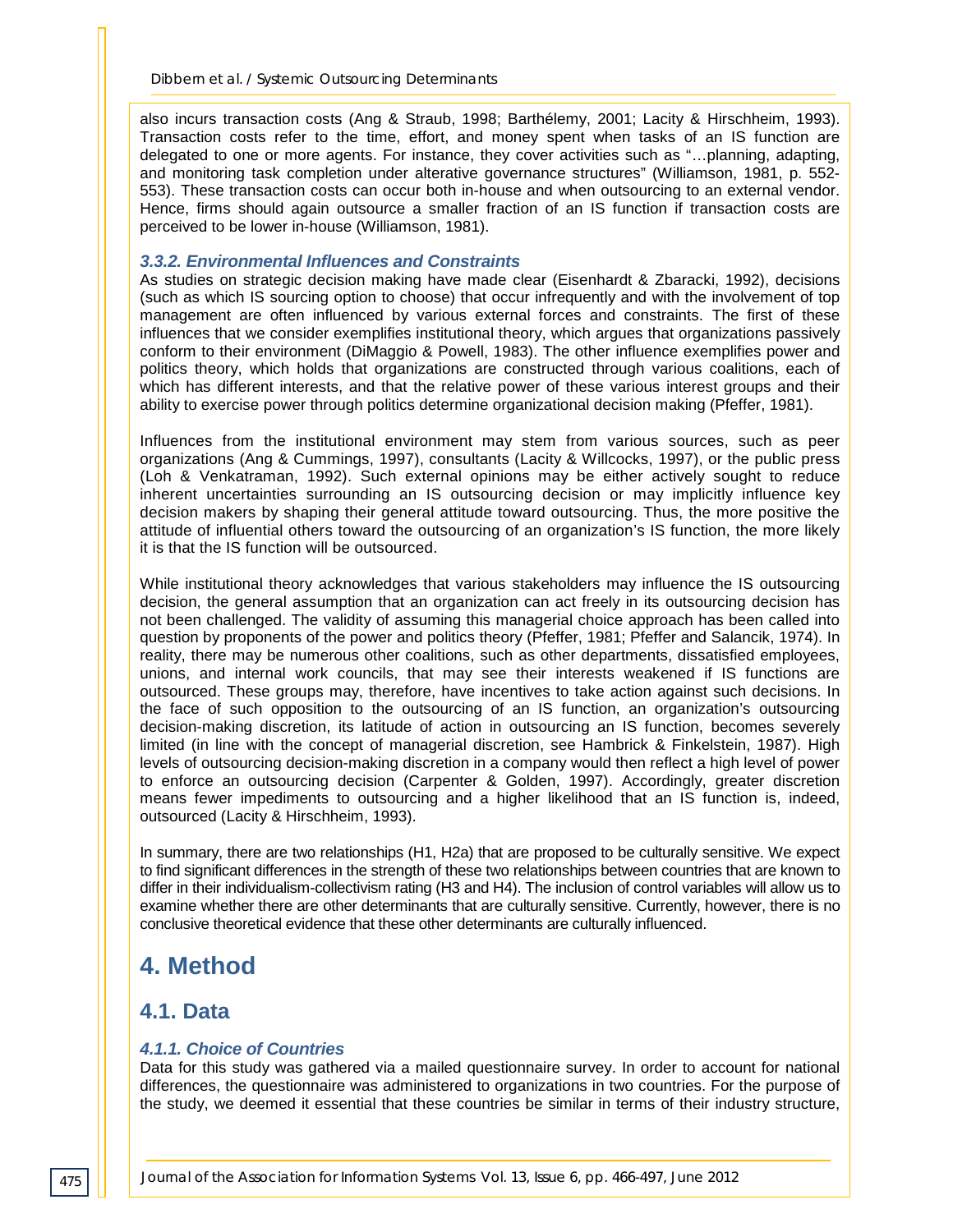also incurs transaction costs (Ang & Straub, 1998; Barthélemy, 2001; Lacity & Hirschheim, 1993). Transaction costs refer to the time, effort, and money spent when tasks of an IS function are delegated to one or more agents. For instance, they cover activities such as "…planning, adapting, and monitoring task completion under alterative governance structures" (Williamson, 1981, p. 552-553). These transaction costs can occur both in-house and when outsourcing to an external vendor. Hence, firms should again outsource a smaller fraction of an IS function if transaction costs are perceived to be lower in-house (Williamson, 1981).

#### *3.3.2. Environmental Influences and Constraints*

As studies on strategic decision making have made clear (Eisenhardt & Zbaracki, 1992), decisions (such as which IS sourcing option to choose) that occur infrequently and with the involvement of top management are often influenced by various external forces and constraints. The first of these influences that we consider exemplifies institutional theory, which argues that organizations passively conform to their environment (DiMaggio & Powell, 1983). The other influence exemplifies power and politics theory, which holds that organizations are constructed through various coalitions, each of which has different interests, and that the relative power of these various interest groups and their ability to exercise power through politics determine organizational decision making (Pfeffer, 1981).

Influences from the institutional environment may stem from various sources, such as peer organizations (Ang & Cummings, 1997), consultants (Lacity & Willcocks, 1997), or the public press (Loh & Venkatraman, 1992). Such external opinions may be either actively sought to reduce inherent uncertainties surrounding an IS outsourcing decision or may implicitly influence key decision makers by shaping their general attitude toward outsourcing. Thus, the more positive the attitude of influential others toward the outsourcing of an organization's IS function, the more likely it is that the IS function will be outsourced.

While institutional theory acknowledges that various stakeholders may influence the IS outsourcing decision, the general assumption that an organization can act freely in its outsourcing decision has not been challenged. The validity of assuming this managerial choice approach has been called into question by proponents of the power and politics theory (Pfeffer, 1981; Pfeffer and Salancik, 1974). In reality, there may be numerous other coalitions, such as other departments, dissatisfied employees, unions, and internal work councils, that may see their interests weakened if IS functions are outsourced. These groups may, therefore, have incentives to take action against such decisions. In the face of such opposition to the outsourcing of an IS function, an organization's outsourcing decision-making discretion, its latitude of action in outsourcing an IS function, becomes severely limited (in line with the concept of managerial discretion, see Hambrick & Finkelstein, 1987). High levels of outsourcing decision-making discretion in a company would then reflect a high level of power to enforce an outsourcing decision (Carpenter & Golden, 1997). Accordingly, greater discretion means fewer impediments to outsourcing and a higher likelihood that an IS function is, indeed, outsourced (Lacity & Hirschheim, 1993).

In summary, there are two relationships (H1, H2a) that are proposed to be culturally sensitive. We expect to find significant differences in the strength of these two relationships between countries that are known to differ in their individualism-collectivism rating (H3 and H4). The inclusion of control variables will allow us to examine whether there are other determinants that are culturally sensitive. Currently, however, there is no conclusive theoretical evidence that these other determinants are culturally influenced.

# 4. Method

## 4.1. Data

#### *4.1.1. Choice of Countries*

Data for this study was gathered via a mailed questionnaire survey. In order to account for national differences, the questionnaire was administered to organizations in two countries. For the purpose of the study, we deemed it essential that these countries be similar in terms of their industry structure,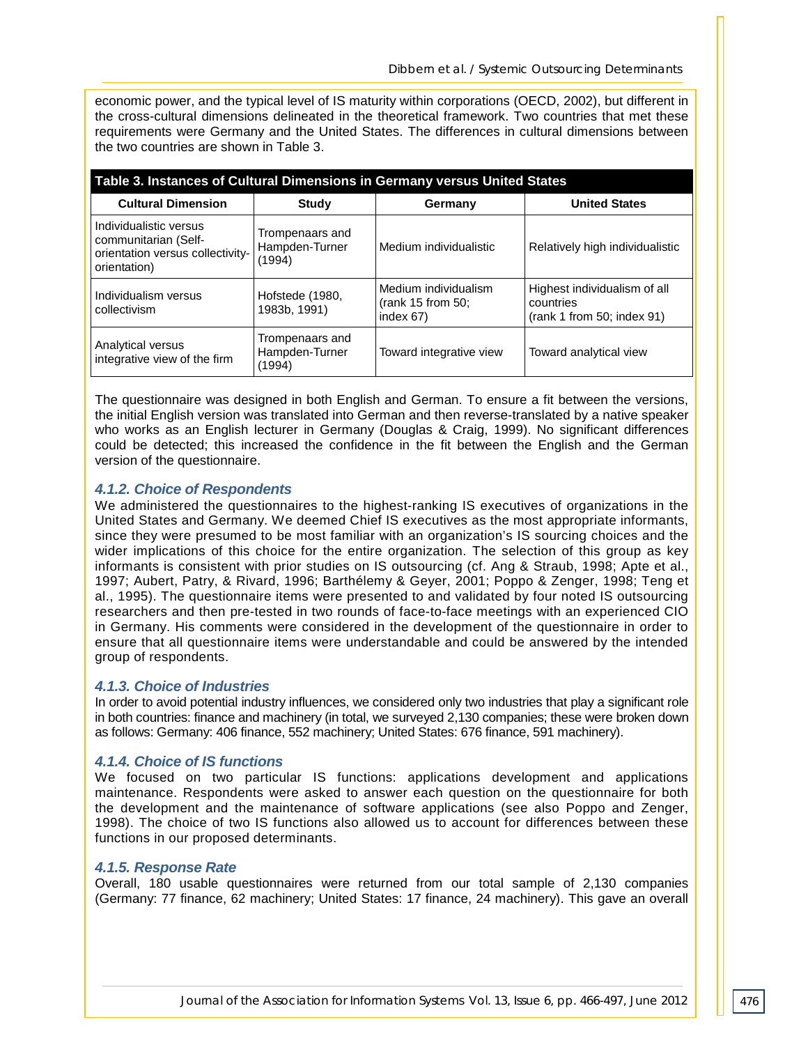economic power, and the typical level of IS maturity within corporations (OECD, 2002), but different in the cross-cultural dimensions delineated in the theoretical framework. Two countries that met these requirements were Germany and the United States. The differences in cultural dimensions between the two countries are shown in Table 3.

**Table 3. Instances of Cultural Dimensions in Germany versus United States**

| Cultural Dimension | Study | Germany | United States |
|---|---|---|---|
| Individualistic versus communitarian (Self-orientation versus collectivity-orientation) | Trompenaars and Hampden-Turner (1994) | Medium individualistic | Relatively high individualistic |
| Individualism versus collectivism | Hofstede (1980, 1983b, 1991) | Medium individualism (rank 15 from 50; index 67) | Highest individualism of all countries (rank 1 from 50; index 91) |
| Analytical versus integrative view of the firm | Trompenaars and Hampden-Turner (1994) | Toward integrative view | Toward analytical view |

The questionnaire was designed in both English and German. To ensure a fit between the versions, the initial English version was translated into German and then reverse-translated by a native speaker who works as an English lecturer in Germany (Douglas & Craig, 1999). No significant differences could be detected; this increased the confidence in the fit between the English and the German version of the questionnaire.

### 4.1.2. Choice of Respondents

We administered the questionnaires to the highest-ranking IS executives of organizations in the United States and Germany. We deemed Chief IS executives as the most appropriate informants, since they were presumed to be most familiar with an organization's IS sourcing choices and the wider implications of this choice for the entire organization. The selection of this group as key informants is consistent with prior studies on IS outsourcing (cf. Ang & Straub, 1998; Apte et al., 1997; Aubert, Patry, & Rivard, 1996; Barthélemy & Geyer, 2001; Poppo & Zenger, 1998; Teng et al., 1995). The questionnaire items were presented to and validated by four noted IS outsourcing researchers and then pre-tested in two rounds of face-to-face meetings with an experienced CIO in Germany. His comments were considered in the development of the questionnaire in order to ensure that all questionnaire items were understandable and could be answered by the intended group of respondents.

### 4.1.3. Choice of Industries

In order to avoid potential industry influences, we considered only two industries that play a significant role in both countries: finance and machinery (in total, we surveyed 2,130 companies; these were broken down as follows: Germany: 406 finance, 552 machinery; United States: 676 finance, 591 machinery).

### 4.1.4. Choice of IS functions

We focused on two particular IS functions: applications development and applications maintenance. Respondents were asked to answer each question on the questionnaire for both the development and the maintenance of software applications (see also Poppo and Zenger, 1998). The choice of two IS functions also allowed us to account for differences between these functions in our proposed determinants.

### 4.1.5. Response Rate

Overall, 180 usable questionnaires were returned from our total sample of 2,130 companies (Germany: 77 finance, 62 machinery; United States: 17 finance, 24 machinery). This gave an overall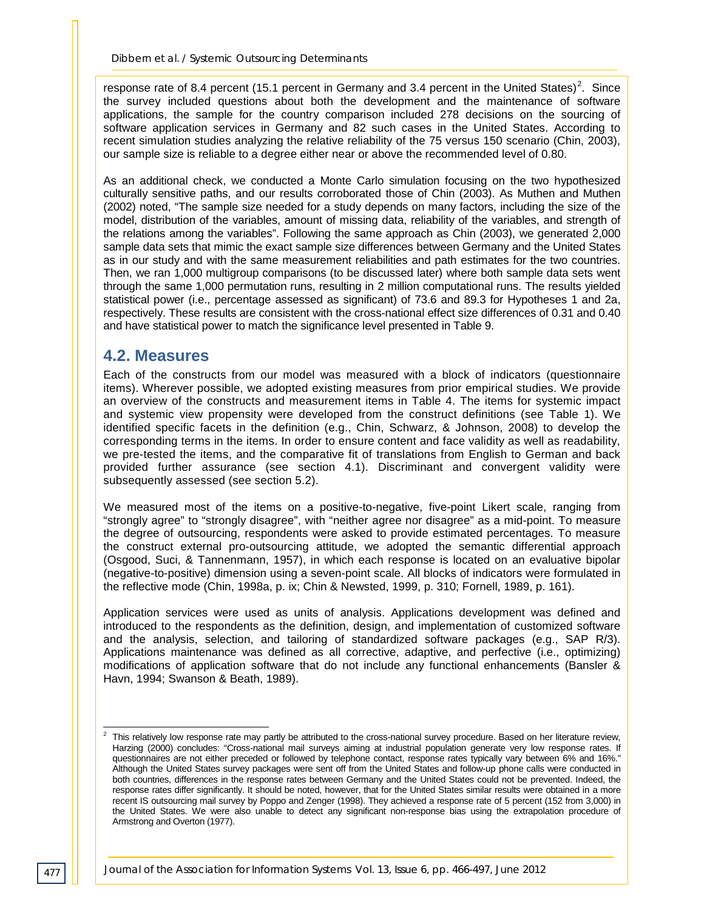response rate of 8.4 percent (15.1 percent in Germany and 3.4 percent in the United States)[2]. Since the survey included questions about both the development and the maintenance of software applications, the sample for the country comparison included 278 decisions on the sourcing of software application services in Germany and 82 such cases in the United States. According to recent simulation studies analyzing the relative reliability of the 75 versus 150 scenario (Chin, 2003), our sample size is reliable to a degree either near or above the recommended level of 0.80.

As an additional check, we conducted a Monte Carlo simulation focusing on the two hypothesized culturally sensitive paths, and our results corroborated those of Chin (2003). As Muthen and Muthen (2002) noted, "The sample size needed for a study depends on many factors, including the size of the model, distribution of the variables, amount of missing data, reliability of the variables, and strength of the relations among the variables". Following the same approach as Chin (2003), we generated 2,000 sample data sets that mimic the exact sample size differences between Germany and the United States as in our study and with the same measurement reliabilities and path estimates for the two countries. Then, we ran 1,000 multigroup comparisons (to be discussed later) where both sample data sets went through the same 1,000 permutation runs, resulting in 2 million computational runs. The results yielded statistical power (i.e., percentage assessed as significant) of 73.6 and 89.3 for Hypotheses 1 and 2a, respectively. These results are consistent with the cross-national effect size differences of 0.31 and 0.40 and have statistical power to match the significance level presented in Table 9.

## 4.2. Measures

Each of the constructs from our model was measured with a block of indicators (questionnaire items). Wherever possible, we adopted existing measures from prior empirical studies. We provide an overview of the constructs and measurement items in Table 4. The items for systemic impact and systemic view propensity were developed from the construct definitions (see Table 1). We identified specific facets in the definition (e.g., Chin, Schwarz, & Johnson, 2008) to develop the corresponding terms in the items. In order to ensure content and face validity as well as readability, we pre-tested the items, and the comparative fit of translations from English to German and back provided further assurance (see section 4.1). Discriminant and convergent validity were subsequently assessed (see section 5.2).

We measured most of the items on a positive-to-negative, five-point Likert scale, ranging from "strongly agree" to "strongly disagree", with "neither agree nor disagree" as a mid-point. To measure the degree of outsourcing, respondents were asked to provide estimated percentages. To measure the construct external pro-outsourcing attitude, we adopted the semantic differential approach (Osgood, Suci, & Tannenmann, 1957), in which each response is located on an evaluative bipolar (negative-to-positive) dimension using a seven-point scale. All blocks of indicators were formulated in the reflective mode (Chin, 1998a, p. ix; Chin & Newsted, 1999, p. 310; Fornell, 1989, p. 161).

Application services were used as units of analysis. Applications development was defined and introduced to the respondents as the definition, design, and implementation of customized software and the analysis, selection, and tailoring of standardized software packages (e.g., SAP R/3). Applications maintenance was defined as all corrective, adaptive, and perfective (i.e., optimizing) modifications of application software that do not include any functional enhancements (Bansler & Havn, 1994; Swanson & Beath, 1989).

---

[2] This relatively low response rate may partly be attributed to the cross-national survey procedure. Based on her literature review, Harzing (2000) concludes: "Cross-national mail surveys aiming at industrial population generate very low response rates. If questionnaires are not either preceded or followed by telephone contact, response rates typically vary between 6% and 16%." Although the United States survey packages were sent off from the United States and follow-up phone calls were conducted in both countries, differences in the response rates between Germany and the United States could not be prevented. Indeed, the response rates differ significantly. It should be noted, however, that for the United States similar results were obtained in a more recent IS outsourcing mail survey by Poppo and Zenger (1998). They achieved a response rate of 5 percent (152 from 3,000) in the United States. We were also unable to detect any significant non-response bias using the extrapolation procedure of Armstrong and Overton (1977).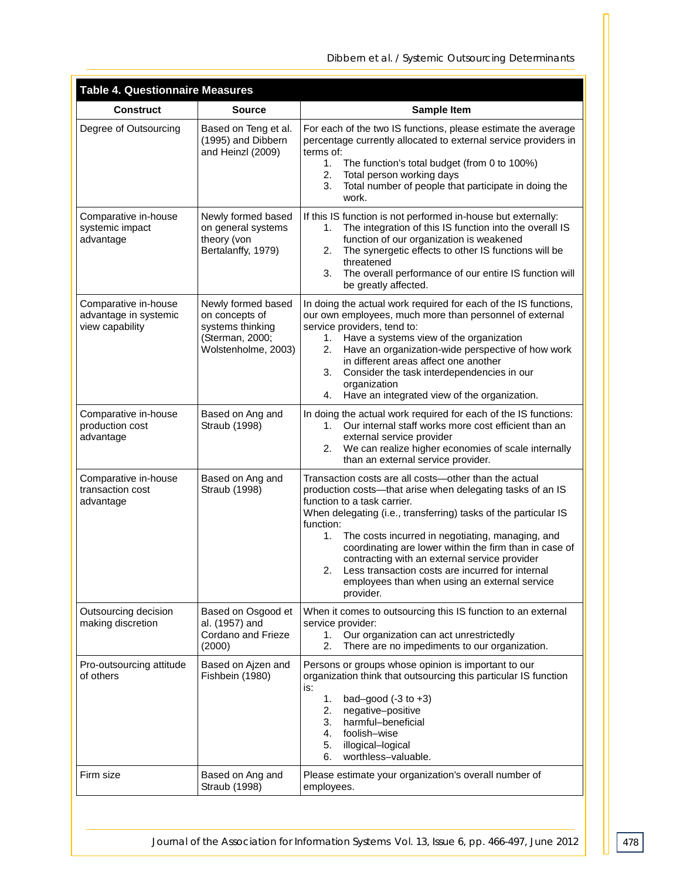**Table 4. Questionnaire Measures**

| Construct | Source | Sample Item |
|---|---|---|
| Degree of Outsourcing | Based on Teng et al. (1995) and Dibbern and Heinzl (2009) | For each of the two IS functions, please estimate the average percentage currently allocated to external service providers in terms of: 1. The function's total budget (from 0 to 100%) 2. Total person working days 3. Total number of people that participate in doing the work. |
| Comparative in-house systemic impact advantage | Newly formed based on general systems theory (von Bertalanffy, 1979) | If this IS function is not performed in-house but externally: 1. The integration of this IS function into the overall IS function of our organization is weakened 2. The synergetic effects to other IS functions will be threatened 3. The overall performance of our entire IS function will be greatly affected. |
| Comparative in-house advantage in systemic view capability | Newly formed based on concepts of systems thinking (Sterman, 2000; Wolstenholme, 2003) | In doing the actual work required for each of the IS functions, our own employees, much more than personnel of external service providers, tend to: 1. Have a systems view of the organization 2. Have an organization-wide perspective of how work in different areas affect one another 3. Consider the task interdependencies in our organization 4. Have an integrated view of the organization. |
| Comparative in-house production cost advantage | Based on Ang and Straub (1998) | In doing the actual work required for each of the IS functions: 1. Our internal staff works more cost efficient than an external service provider 2. We can realize higher economies of scale internally than an external service provider. |
| Comparative in-house transaction cost advantage | Based on Ang and Straub (1998) | Transaction costs are all costs—other than the actual production costs—that arise when delegating tasks of an IS function to a task carrier. When delegating (i.e., transferring) tasks of the particular IS function: 1. The costs incurred in negotiating, managing, and coordinating are lower within the firm than in case of contracting with an external service provider 2. Less transaction costs are incurred for internal employees than when using an external service provider. |
| Outsourcing decision making discretion | Based on Osgood et al. (1957) and Cordano and Frieze (2000) | When it comes to outsourcing this IS function to an external service provider: 1. Our organization can act unrestrictedly 2. There are no impediments to our organization. |
| Pro-outsourcing attitude of others | Based on Ajzen and Fishbein (1980) | Persons or groups whose opinion is important to our organization think that outsourcing this particular IS function is: 1. bad–good (-3 to +3) 2. negative–positive 3. harmful–beneficial 4. foolish–wise 5. illogical–logical 6. worthless–valuable. |
| Firm size | Based on Ang and Straub (1998) | Please estimate your organization's overall number of employees. |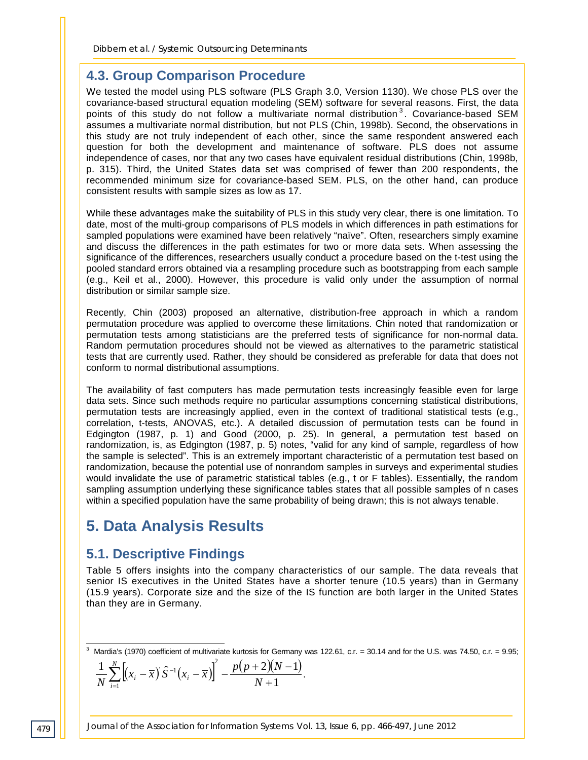## 4.3. Group Comparison Procedure

We tested the model using PLS software (PLS Graph 3.0, Version 1130). We chose PLS over the covariance-based structural equation modeling (SEM) software for several reasons. First, the data points of this study do not follow a multivariate normal distribution[3]. Covariance-based SEM assumes a multivariate normal distribution, but not PLS (Chin, 1998b). Second, the observations in this study are not truly independent of each other, since the same respondent answered each question for both the development and maintenance of software. PLS does not assume independence of cases, nor that any two cases have equivalent residual distributions (Chin, 1998b, p. 315). Third, the United States data set was comprised of fewer than 200 respondents, the recommended minimum size for covariance-based SEM. PLS, on the other hand, can produce consistent results with sample sizes as low as 17.

While these advantages make the suitability of PLS in this study very clear, there is one limitation. To date, most of the multi-group comparisons of PLS models in which differences in path estimations for sampled populations were examined have been relatively “naïve”. Often, researchers simply examine and discuss the differences in the path estimates for two or more data sets. When assessing the significance of the differences, researchers usually conduct a procedure based on the t-test using the pooled standard errors obtained via a resampling procedure such as bootstrapping from each sample (e.g., Keil et al., 2000). However, this procedure is valid only under the assumption of normal distribution or similar sample size.

Recently, Chin (2003) proposed an alternative, distribution-free approach in which a random permutation procedure was applied to overcome these limitations. Chin noted that randomization or permutation tests among statisticians are the preferred tests of significance for non-normal data. Random permutation procedures should not be viewed as alternatives to the parametric statistical tests that are currently used. Rather, they should be considered as preferable for data that does not conform to normal distributional assumptions.

The availability of fast computers has made permutation tests increasingly feasible even for large data sets. Since such methods require no particular assumptions concerning statistical distributions, permutation tests are increasingly applied, even in the context of traditional statistical tests (e.g., correlation, t-tests, ANOVAS, etc.). A detailed discussion of permutation tests can be found in Edgington (1987, p. 1) and Good (2000, p. 25). In general, a permutation test based on randomization, is, as Edgington (1987, p. 5) notes, “valid for any kind of sample, regardless of how the sample is selected”. This is an extremely important characteristic of a permutation test based on randomization, because the potential use of nonrandom samples in surveys and experimental studies would invalidate the use of parametric statistical tables (e.g., t or F tables). Essentially, the random sampling assumption underlying these significance tables states that all possible samples of n cases within a specified population have the same probability of being drawn; this is not always tenable.

# 5. Data Analysis Results

## 5.1. Descriptive Findings

Table 5 offers insights into the company characteristics of our sample. The data reveals that senior IS executives in the United States have a shorter tenure (10.5 years) than in Germany (15.9 years). Corporate size and the size of the IS function are both larger in the United States than they are in Germany.

---

[3] Mardia's (1970) coefficient of multivariate kurtosis for Germany was 122.61, c.r. = 30.14 and for the U.S. was 74.50, c.r. = 9.95;

$$\frac{1}{N}\sum_{i=1}^{N}\left[(x_i - \overline{x})' \hat{S}^{-1}(x_i - \overline{x})\right]^2 - \frac{p(p+2)(N-1)}{N+1}.$$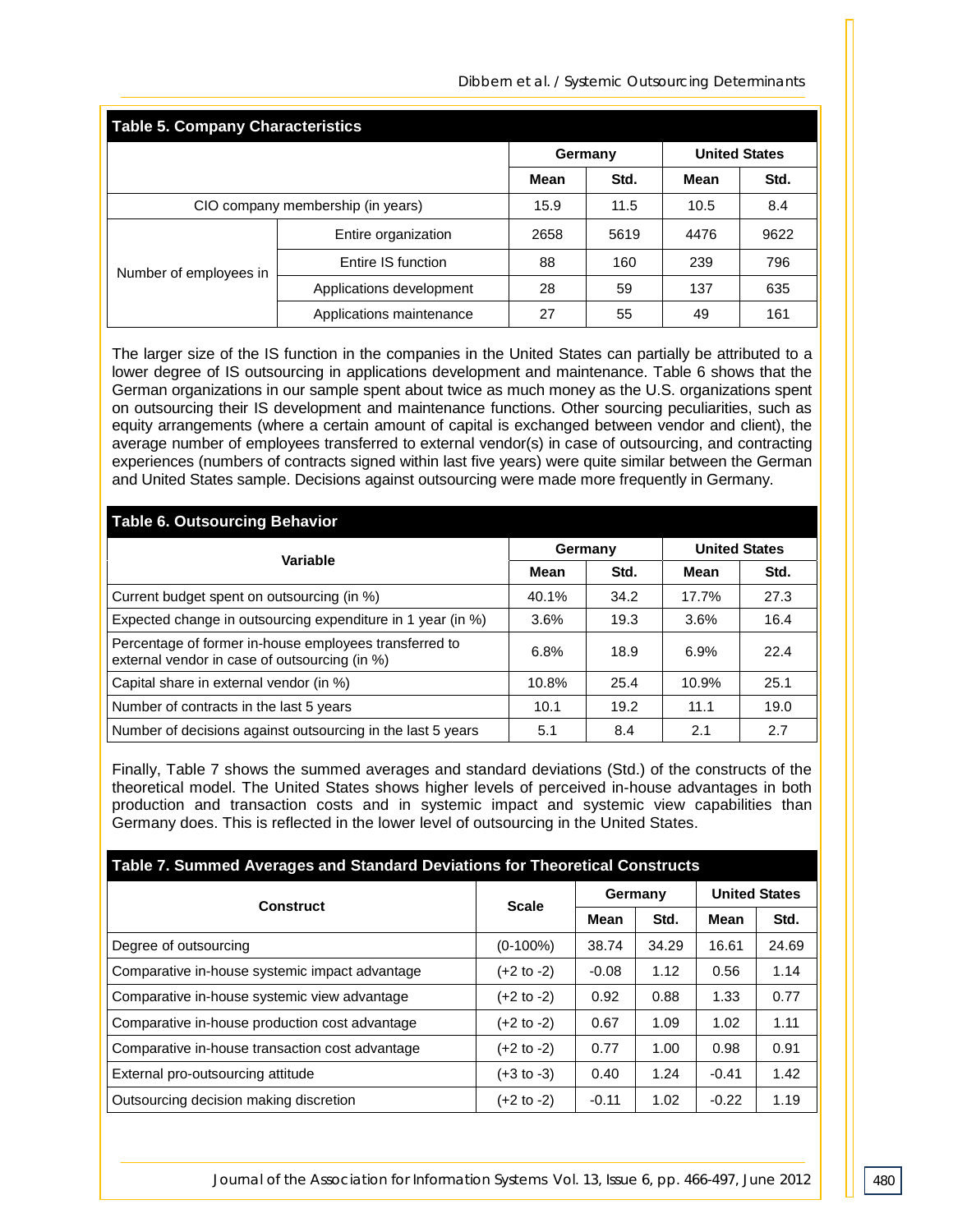**Table 5. Company Characteristics**

| | | Germany | | United States | |
|---|---|---|---|---|---|
| | | Mean | Std. | Mean | Std. |
| CIO company membership (in years) | | 15.9 | 11.5 | 10.5 | 8.4 |
| Number of employees in | Entire organization | 2658 | 5619 | 4476 | 9622 |
| | Entire IS function | 88 | 160 | 239 | 796 |
| | Applications development | 28 | 59 | 137 | 635 |
| | Applications maintenance | 27 | 55 | 49 | 161 |

The larger size of the IS function in the companies in the United States can partially be attributed to a lower degree of IS outsourcing in applications development and maintenance. Table 6 shows that the German organizations in our sample spent about twice as much money as the U.S. organizations spent on outsourcing their IS development and maintenance functions. Other sourcing peculiarities, such as equity arrangements (where a certain amount of capital is exchanged between vendor and client), the average number of employees transferred to external vendor(s) in case of outsourcing, and contracting experiences (numbers of contracts signed within last five years) were quite similar between the German and United States sample. Decisions against outsourcing were made more frequently in Germany.

**Table 6. Outsourcing Behavior**

| Variable | Germany | | United States | |
|---|---|---|---|---|
| | Mean | Std. | Mean | Std. |
| Current budget spent on outsourcing (in %) | 40.1% | 34.2 | 17.7% | 27.3 |
| Expected change in outsourcing expenditure in 1 year (in %) | 3.6% | 19.3 | 3.6% | 16.4 |
| Percentage of former in-house employees transferred to external vendor in case of outsourcing (in %) | 6.8% | 18.9 | 6.9% | 22.4 |
| Capital share in external vendor (in %) | 10.8% | 25.4 | 10.9% | 25.1 |
| Number of contracts in the last 5 years | 10.1 | 19.2 | 11.1 | 19.0 |
| Number of decisions against outsourcing in the last 5 years | 5.1 | 8.4 | 2.1 | 2.7 |

Finally, Table 7 shows the summed averages and standard deviations (Std.) of the constructs of the theoretical model. The United States shows higher levels of perceived in-house advantages in both production and transaction costs and in systemic impact and systemic view capabilities than Germany does. This is reflected in the lower level of outsourcing in the United States.

**Table 7. Summed Averages and Standard Deviations for Theoretical Constructs**

| Construct | Scale | Germany | | United States | |
|---|---|---|---|---|---|
| | | Mean | Std. | Mean | Std. |
| Degree of outsourcing | (0-100%) | 38.74 | 34.29 | 16.61 | 24.69 |
| Comparative in-house systemic impact advantage | (+2 to -2) | -0.08 | 1.12 | 0.56 | 1.14 |
| Comparative in-house systemic view advantage | (+2 to -2) | 0.92 | 0.88 | 1.33 | 0.77 |
| Comparative in-house production cost advantage | (+2 to -2) | 0.67 | 1.09 | 1.02 | 1.11 |
| Comparative in-house transaction cost advantage | (+2 to -2) | 0.77 | 1.00 | 0.98 | 0.91 |
| External pro-outsourcing attitude | (+3 to -3) | 0.40 | 1.24 | -0.41 | 1.42 |
| Outsourcing decision making discretion | (+2 to -2) | -0.11 | 1.02 | -0.22 | 1.19 |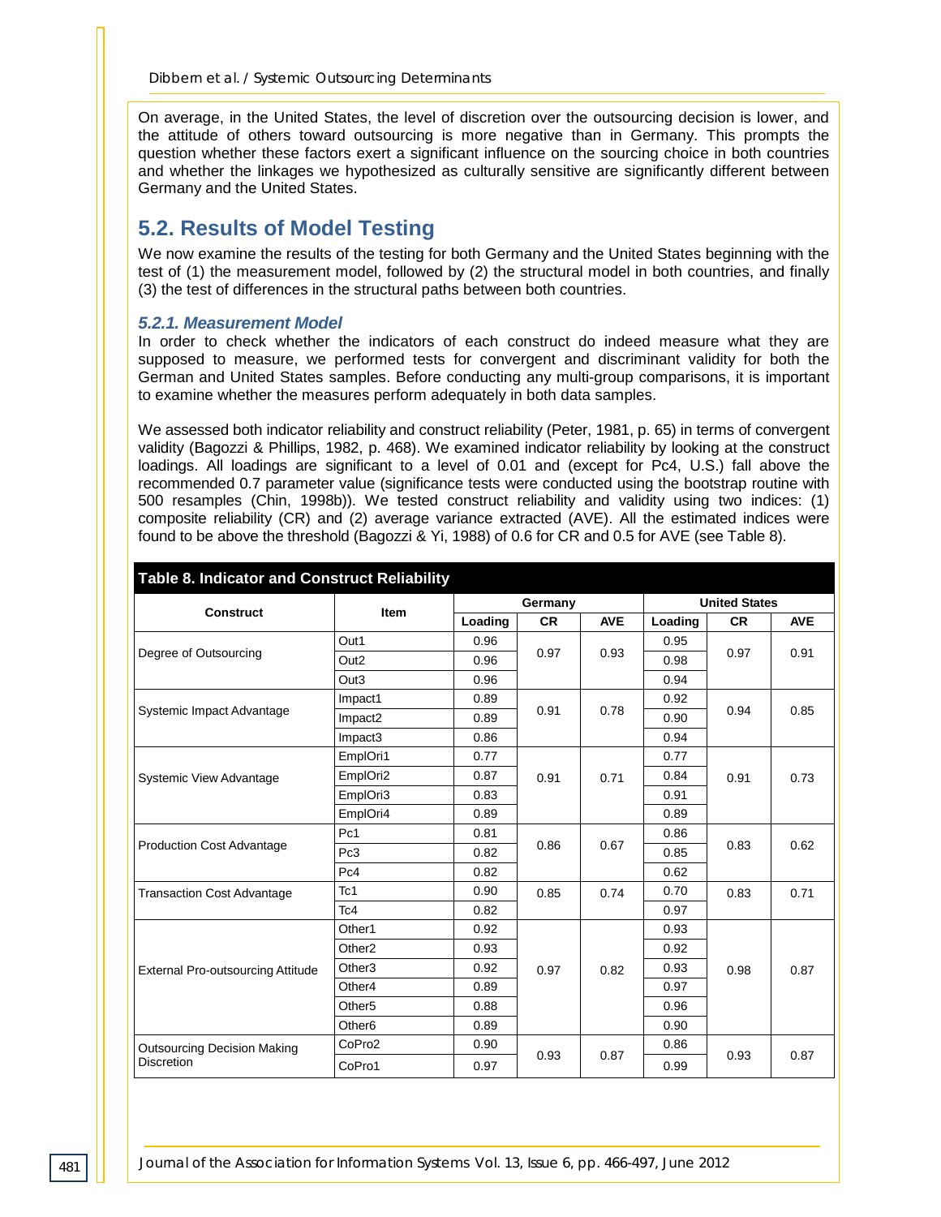On average, in the United States, the level of discretion over the outsourcing decision is lower, and the attitude of others toward outsourcing is more negative than in Germany. This prompts the question whether these factors exert a significant influence on the sourcing choice in both countries and whether the linkages we hypothesized as culturally sensitive are significantly different between Germany and the United States.

## 5.2. Results of Model Testing

We now examine the results of the testing for both Germany and the United States beginning with the test of (1) the measurement model, followed by (2) the structural model in both countries, and finally (3) the test of differences in the structural paths between both countries.

### *5.2.1. Measurement Model*

In order to check whether the indicators of each construct do indeed measure what they are supposed to measure, we performed tests for convergent and discriminant validity for both the German and United States samples. Before conducting any multi-group comparisons, it is important to examine whether the measures perform adequately in both data samples.

We assessed both indicator reliability and construct reliability (Peter, 1981, p. 65) in terms of convergent validity (Bagozzi & Phillips, 1982, p. 468). We examined indicator reliability by looking at the construct loadings. All loadings are significant to a level of 0.01 and (except for Pc4, U.S.) fall above the recommended 0.7 parameter value (significance tests were conducted using the bootstrap routine with 500 resamples (Chin, 1998b)). We tested construct reliability and validity using two indices: (1) composite reliability (CR) and (2) average variance extracted (AVE). All the estimated indices were found to be above the threshold (Bagozzi & Yi, 1988) of 0.6 for CR and 0.5 for AVE (see Table 8).

**Table 8. Indicator and Construct Reliability**

| Construct | Item | Germany | | | United States | | |
|---|---|---|---|---|---|---|---|
| | | Loading | CR | AVE | Loading | CR | AVE |
| Degree of Outsourcing | Out1 | 0.96 | 0.97 | 0.93 | 0.95 | 0.97 | 0.91 |
| | Out2 | 0.96 | | | 0.98 | | |
| | Out3 | 0.96 | | | 0.94 | | |
| Systemic Impact Advantage | Impact1 | 0.89 | 0.91 | 0.78 | 0.92 | 0.94 | 0.85 |
| | Impact2 | 0.89 | | | 0.90 | | |
| | Impact3 | 0.86 | | | 0.94 | | |
| Systemic View Advantage | EmplOri1 | 0.77 | 0.91 | 0.71 | 0.77 | 0.91 | 0.73 |
| | EmplOri2 | 0.87 | | | 0.84 | | |
| | EmplOri3 | 0.83 | | | 0.91 | | |
| | EmplOri4 | 0.89 | | | 0.89 | | |
| Production Cost Advantage | Pc1 | 0.81 | 0.86 | 0.67 | 0.86 | 0.83 | 0.62 |
| | Pc3 | 0.82 | | | 0.85 | | |
| | Pc4 | 0.82 | | | 0.62 | | |
| Transaction Cost Advantage | Tc1 | 0.90 | 0.85 | 0.74 | 0.70 | 0.83 | 0.71 |
| | Tc4 | 0.82 | | | 0.97 | | |
| External Pro-outsourcing Attitude | Other1 | 0.92 | 0.97 | 0.82 | 0.93 | 0.98 | 0.87 |
| | Other2 | 0.93 | | | 0.92 | | |
| | Other3 | 0.92 | | | 0.93 | | |
| | Other4 | 0.89 | | | 0.97 | | |
| | Other5 | 0.88 | | | 0.96 | | |
| | Other6 | 0.89 | | | 0.90 | | |
| Outsourcing Decision Making Discretion | CoPro2 | 0.90 | 0.93 | 0.87 | 0.86 | 0.93 | 0.87 |
| | CoPro1 | 0.97 | | | 0.99 | | |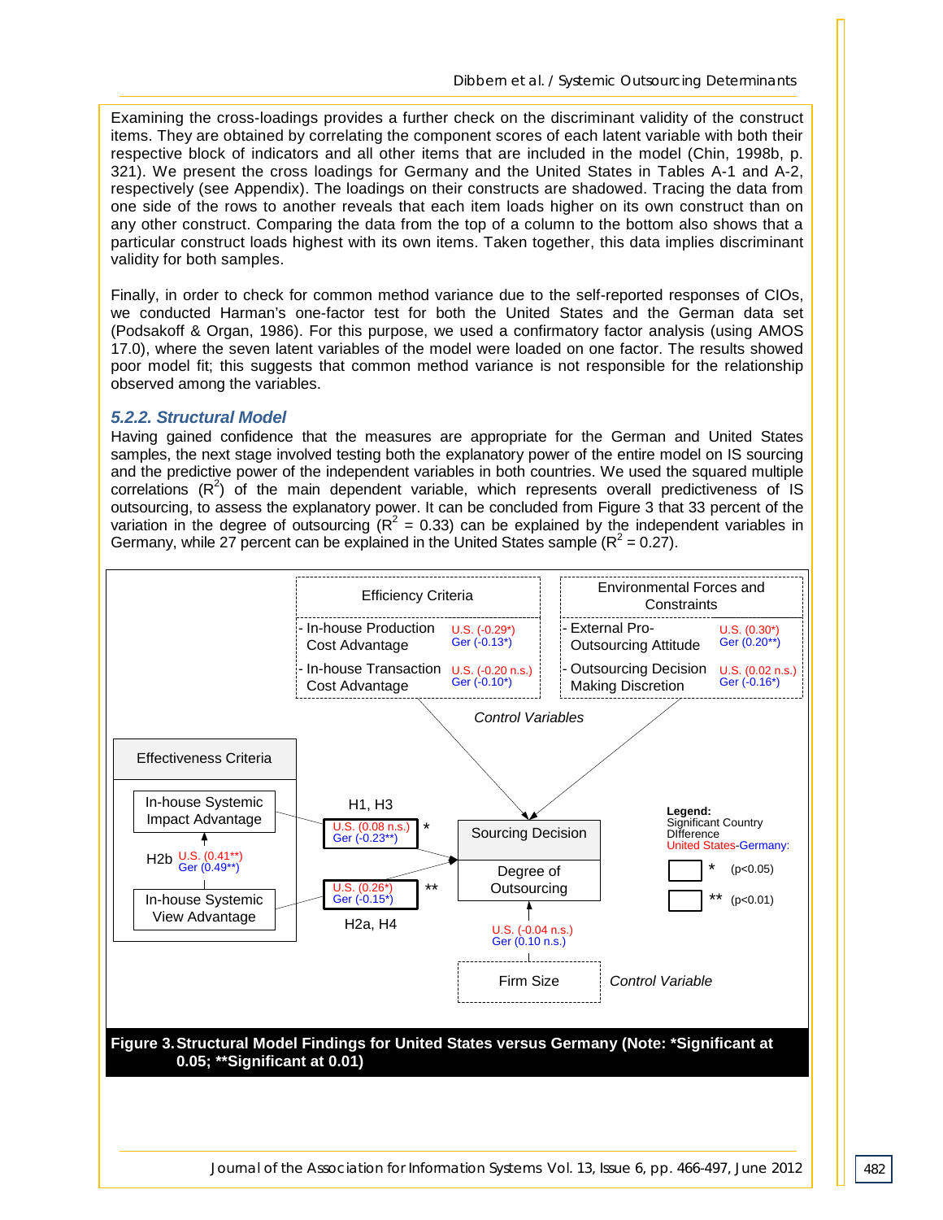Examining the cross-loadings provides a further check on the discriminant validity of the construct items. They are obtained by correlating the component scores of each latent variable with both their respective block of indicators and all other items that are included in the model (Chin, 1998b, p. 321). We present the cross loadings for Germany and the United States in Tables A-1 and A-2, respectively (see Appendix). The loadings on their constructs are shadowed. Tracing the data from one side of the rows to another reveals that each item loads higher on its own construct than on any other construct. Comparing the data from the top of a column to the bottom also shows that a particular construct loads highest with its own items. Taken together, this data implies discriminant validity for both samples.

Finally, in order to check for common method variance due to the self-reported responses of CIOs, we conducted Harman's one-factor test for both the United States and the German data set (Podsakoff & Organ, 1986). For this purpose, we used a confirmatory factor analysis (using AMOS 17.0), where the seven latent variables of the model were loaded on one factor. The results showed poor model fit; this suggests that common method variance is not responsible for the relationship observed among the variables.

### *5.2.2. Structural Model*

Having gained confidence that the measures are appropriate for the German and United States samples, the next stage involved testing both the explanatory power of the entire model on IS sourcing and the predictive power of the independent variables in both countries. We used the squared multiple correlations ($R^2$) of the main dependent variable, which represents overall predictiveness of IS outsourcing, to assess the explanatory power. It can be concluded from Figure 3 that 33 percent of the variation in the degree of outsourcing ($R^2$ = 0.33) can be explained by the independent variables in Germany, while 27 percent can be explained in the United States sample ($R^2$ = 0.27).

**Figure 3. Structural Model Findings for United States versus Germany (Note: *Significant at 0.05; **Significant at 0.01)**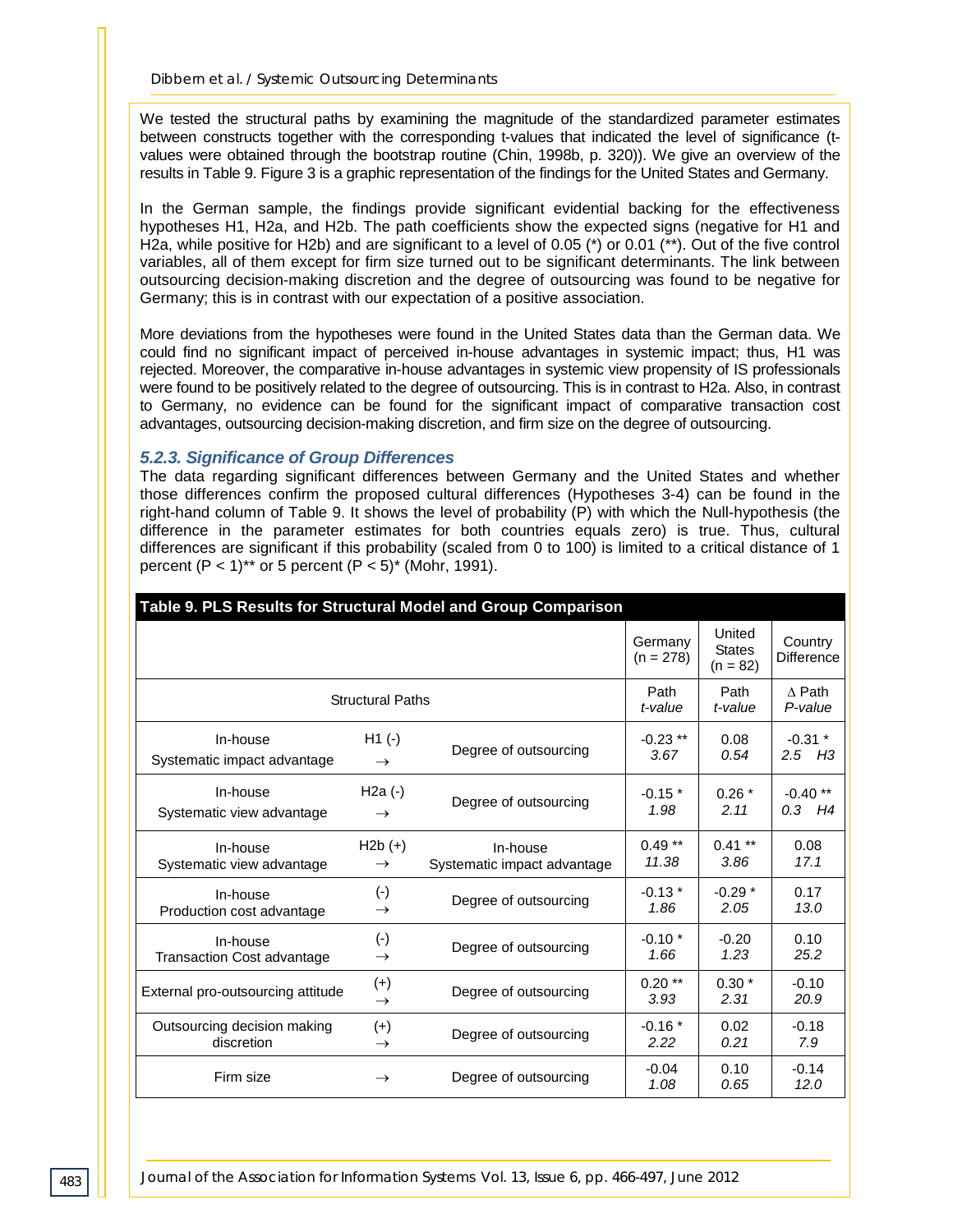We tested the structural paths by examining the magnitude of the standardized parameter estimates between constructs together with the corresponding t-values that indicated the level of significance (t-values were obtained through the bootstrap routine (Chin, 1998b, p. 320)). We give an overview of the results in Table 9. Figure 3 is a graphic representation of the findings for the United States and Germany.

In the German sample, the findings provide significant evidential backing for the effectiveness hypotheses H1, H2a, and H2b. The path coefficients show the expected signs (negative for H1 and H2a, while positive for H2b) and are significant to a level of 0.05 (*) or 0.01 (**). Out of the five control variables, all of them except for firm size turned out to be significant determinants. The link between outsourcing decision-making discretion and the degree of outsourcing was found to be negative for Germany; this is in contrast with our expectation of a positive association.

More deviations from the hypotheses were found in the United States data than the German data. We could find no significant impact of perceived in-house advantages in systemic impact; thus, H1 was rejected. Moreover, the comparative in-house advantages in systemic view propensity of IS professionals were found to be positively related to the degree of outsourcing. This is in contrast to H2a. Also, in contrast to Germany, no evidence can be found for the significant impact of comparative transaction cost advantages, outsourcing decision-making discretion, and firm size on the degree of outsourcing.

### 5.2.3. Significance of Group Differences

The data regarding significant differences between Germany and the United States and whether those differences confirm the proposed cultural differences (Hypotheses 3-4) can be found in the right-hand column of Table 9. It shows the level of probability (P) with which the Null-hypothesis (the difference in the parameter estimates for both countries equals zero) is true. Thus, cultural differences are significant if this probability (scaled from 0 to 100) is limited to a critical distance of 1 percent (P < 1)** or 5 percent (P < 5)* (Mohr, 1991).

**Table 9. PLS Results for Structural Model and Group Comparison**

| | | | Germany (n = 278) | United States (n = 82) | Country Difference |
|---|---|---|---|---|---|
| Structural Paths | | | Path *t-value* | Path *t-value* | Δ Path *P-value* |
| In-house Systematic impact advantage | H1 (-) → | Degree of outsourcing | -0.23 ** *3.67* | 0.08 *0.54* | -0.31 * *2.5 H3* |
| In-house Systematic view advantage | H2a (-) → | Degree of outsourcing | -0.15 * *1.98* | 0.26 * *2.11* | -0.40 ** *0.3 H4* |
| In-house Systematic view advantage | H2b (+) → | In-house Systematic impact advantage | 0.49 ** *11.38* | 0.41 ** *3.86* | 0.08 *17.1* |
| In-house Production cost advantage | (-) → | Degree of outsourcing | -0.13 * *1.86* | -0.29 * *2.05* | 0.17 *13.0* |
| In-house Transaction Cost advantage | (-) → | Degree of outsourcing | -0.10 * *1.66* | -0.20 *1.23* | 0.10 *25.2* |
| External pro-outsourcing attitude | (+) → | Degree of outsourcing | 0.20 ** *3.93* | 0.30 * *2.31* | -0.10 *20.9* |
| Outsourcing decision making discretion | (+) → | Degree of outsourcing | -0.16 * *2.22* | 0.02 *0.21* | -0.18 *7.9* |
| Firm size | → | Degree of outsourcing | -0.04 *1.08* | 0.10 *0.65* | -0.14 *12.0* |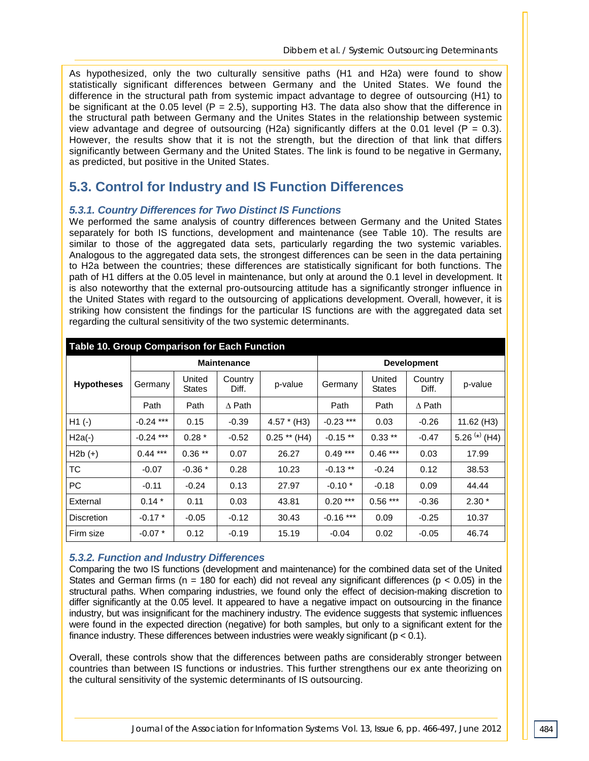As hypothesized, only the two culturally sensitive paths (H1 and H2a) were found to show statistically significant differences between Germany and the United States. We found the difference in the structural path from systemic impact advantage to degree of outsourcing (H1) to be significant at the 0.05 level (P = 2.5), supporting H3. The data also show that the difference in the structural path between Germany and the Unites States in the relationship between systemic view advantage and degree of outsourcing (H2a) significantly differs at the 0.01 level (P = 0.3). However, the results show that it is not the strength, but the direction of that link that differs significantly between Germany and the United States. The link is found to be negative in Germany, as predicted, but positive in the United States.

## 5.3. Control for Industry and IS Function Differences

### *5.3.1. Country Differences for Two Distinct IS Functions*

We performed the same analysis of country differences between Germany and the United States separately for both IS functions, development and maintenance (see Table 10). The results are similar to those of the aggregated data sets, particularly regarding the two systemic variables. Analogous to the aggregated data sets, the strongest differences can be seen in the data pertaining to H2a between the countries; these differences are statistically significant for both functions. The path of H1 differs at the 0.05 level in maintenance, but only at around the 0.1 level in development. It is also noteworthy that the external pro-outsourcing attitude has a significantly stronger influence in the United States with regard to the outsourcing of applications development. Overall, however, it is striking how consistent the findings for the particular IS functions are with the aggregated data set regarding the cultural sensitivity of the two systemic determinants.

**Table 10. Group Comparison for Each Function**

| Hypotheses | Maintenance | | | | Development | | | |
|---|---|---|---|---|---|---|---|---|
| | Germany | United States | Country Diff. | p-value | Germany | United States | Country Diff. | p-value |
| | Path | Path | ∆ Path | | Path | Path | ∆ Path | |
| H1 (-) | -0.24 *** | 0.15 | -0.39 | 4.57 * (H3) | -0.23 *** | 0.03 | -0.26 | 11.62 (H3) |
| H2a(-) | -0.24 *** | 0.28 * | -0.52 | 0.25 ** (H4) | -0.15 ** | 0.33 ** | -0.47 | 5.26 (*) (H4) |
| H2b (+) | 0.44 *** | 0.36 ** | 0.07 | 26.27 | 0.49 *** | 0.46 *** | 0.03 | 17.99 |
| TC | -0.07 | -0.36 * | 0.28 | 10.23 | -0.13 ** | -0.24 | 0.12 | 38.53 |
| PC | -0.11 | -0.24 | 0.13 | 27.97 | -0.10 * | -0.18 | 0.09 | 44.44 |
| External | 0.14 * | 0.11 | 0.03 | 43.81 | 0.20 *** | 0.56 *** | -0.36 | 2.30 * |
| Discretion | -0.17 * | -0.05 | -0.12 | 30.43 | -0.16 *** | 0.09 | -0.25 | 10.37 |
| Firm size | -0.07 * | 0.12 | -0.19 | 15.19 | -0.04 | 0.02 | -0.05 | 46.74 |

### *5.3.2. Function and Industry Differences*

Comparing the two IS functions (development and maintenance) for the combined data set of the United States and German firms (n = 180 for each) did not reveal any significant differences ($p < 0.05$) in the structural paths. When comparing industries, we found only the effect of decision-making discretion to differ significantly at the 0.05 level. It appeared to have a negative impact on outsourcing in the finance industry, but was insignificant for the machinery industry. The evidence suggests that systemic influences were found in the expected direction (negative) for both samples, but only to a significant extent for the finance industry. These differences between industries were weakly significant ($p < 0.1$).

Overall, these controls show that the differences between paths are considerably stronger between countries than between IS functions or industries. This further strengthens our ex ante theorizing on the cultural sensitivity of the systemic determinants of IS outsourcing.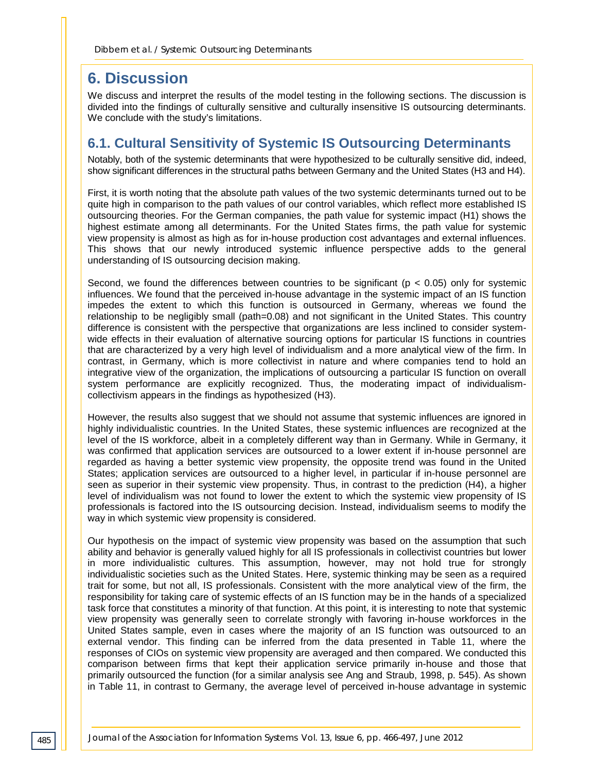# 6. Discussion

We discuss and interpret the results of the model testing in the following sections. The discussion is divided into the findings of culturally sensitive and culturally insensitive IS outsourcing determinants. We conclude with the study's limitations.

## 6.1. Cultural Sensitivity of Systemic IS Outsourcing Determinants

Notably, both of the systemic determinants that were hypothesized to be culturally sensitive did, indeed, show significant differences in the structural paths between Germany and the United States (H3 and H4).

First, it is worth noting that the absolute path values of the two systemic determinants turned out to be quite high in comparison to the path values of our control variables, which reflect more established IS outsourcing theories. For the German companies, the path value for systemic impact (H1) shows the highest estimate among all determinants. For the United States firms, the path value for systemic view propensity is almost as high as for in-house production cost advantages and external influences. This shows that our newly introduced systemic influence perspective adds to the general understanding of IS outsourcing decision making.

Second, we found the differences between countries to be significant ($p < 0.05$) only for systemic influences. We found that the perceived in-house advantage in the systemic impact of an IS function impedes the extent to which this function is outsourced in Germany, whereas we found the relationship to be negligibly small (path=0.08) and not significant in the United States. This country difference is consistent with the perspective that organizations are less inclined to consider system-wide effects in their evaluation of alternative sourcing options for particular IS functions in countries that are characterized by a very high level of individualism and a more analytical view of the firm. In contrast, in Germany, which is more collectivist in nature and where companies tend to hold an integrative view of the organization, the implications of outsourcing a particular IS function on overall system performance are explicitly recognized. Thus, the moderating impact of individualism-collectivism appears in the findings as hypothesized (H3).

However, the results also suggest that we should not assume that systemic influences are ignored in highly individualistic countries. In the United States, these systemic influences are recognized at the level of the IS workforce, albeit in a completely different way than in Germany. While in Germany, it was confirmed that application services are outsourced to a lower extent if in-house personnel are regarded as having a better systemic view propensity, the opposite trend was found in the United States; application services are outsourced to a higher level, in particular if in-house personnel are seen as superior in their systemic view propensity. Thus, in contrast to the prediction (H4), a higher level of individualism was not found to lower the extent to which the systemic view propensity of IS professionals is factored into the IS outsourcing decision. Instead, individualism seems to modify the way in which systemic view propensity is considered.

Our hypothesis on the impact of systemic view propensity was based on the assumption that such ability and behavior is generally valued highly for all IS professionals in collectivist countries but lower in more individualistic cultures. This assumption, however, may not hold true for strongly individualistic societies such as the United States. Here, systemic thinking may be seen as a required trait for some, but not all, IS professionals. Consistent with the more analytical view of the firm, the responsibility for taking care of systemic effects of an IS function may be in the hands of a specialized task force that constitutes a minority of that function. At this point, it is interesting to note that systemic view propensity was generally seen to correlate strongly with favoring in-house workforces in the United States sample, even in cases where the majority of an IS function was outsourced to an external vendor. This finding can be inferred from the data presented in Table 11, where the responses of CIOs on systemic view propensity are averaged and then compared. We conducted this comparison between firms that kept their application service primarily in-house and those that primarily outsourced the function (for a similar analysis see Ang and Straub, 1998, p. 545). As shown in Table 11, in contrast to Germany, the average level of perceived in-house advantage in systemic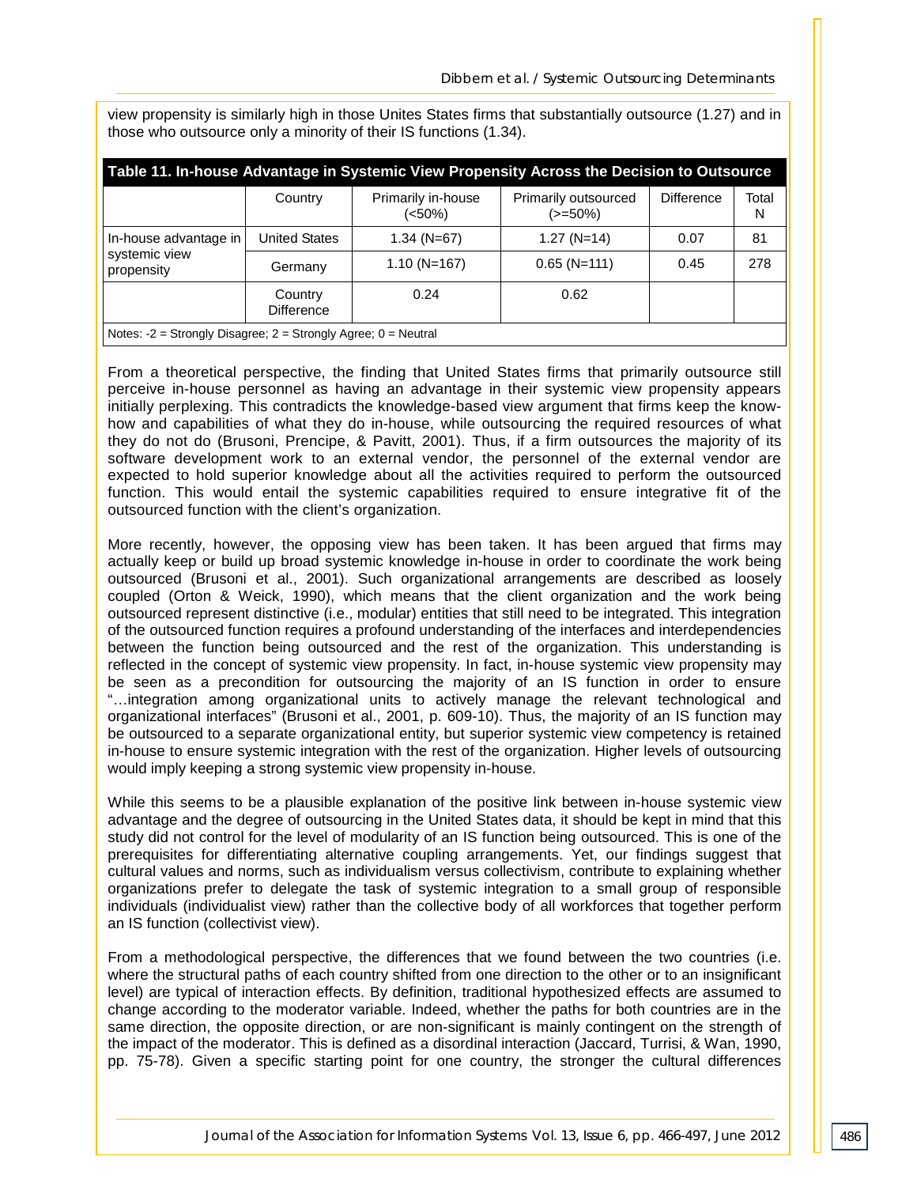view propensity is similarly high in those Unites States firms that substantially outsource (1.27) and in those who outsource only a minority of their IS functions (1.34).

**Table 11. In-house Advantage in Systemic View Propensity Across the Decision to Outsource**

| | Country | Primarily in-house (<50%) | Primarily outsourced (>=50%) | Difference | Total N |
|---|---|---|---|---|---|
| In-house advantage in systemic view propensity | United States | 1.34 (N=67) | 1.27 (N=14) | 0.07 | 81 |
| | Germany | 1.10 (N=167) | 0.65 (N=111) | 0.45 | 278 |
| | Country Difference | 0.24 | 0.62 | | |

Notes: -2 = Strongly Disagree; 2 = Strongly Agree; 0 = Neutral

From a theoretical perspective, the finding that United States firms that primarily outsource still perceive in-house personnel as having an advantage in their systemic view propensity appears initially perplexing. This contradicts the knowledge-based view argument that firms keep the know-how and capabilities of what they do in-house, while outsourcing the required resources of what they do not do (Brusoni, Prencipe, & Pavitt, 2001). Thus, if a firm outsources the majority of its software development work to an external vendor, the personnel of the external vendor are expected to hold superior knowledge about all the activities required to perform the outsourced function. This would entail the systemic capabilities required to ensure integrative fit of the outsourced function with the client's organization.

More recently, however, the opposing view has been taken. It has been argued that firms may actually keep or build up broad systemic knowledge in-house in order to coordinate the work being outsourced (Brusoni et al., 2001). Such organizational arrangements are described as loosely coupled (Orton & Weick, 1990), which means that the client organization and the work being outsourced represent distinctive (i.e., modular) entities that still need to be integrated. This integration of the outsourced function requires a profound understanding of the interfaces and interdependencies between the function being outsourced and the rest of the organization. This understanding is reflected in the concept of systemic view propensity. In fact, in-house systemic view propensity may be seen as a precondition for outsourcing the majority of an IS function in order to ensure "…integration among organizational units to actively manage the relevant technological and organizational interfaces" (Brusoni et al., 2001, p. 609-10). Thus, the majority of an IS function may be outsourced to a separate organizational entity, but superior systemic view competency is retained in-house to ensure systemic integration with the rest of the organization. Higher levels of outsourcing would imply keeping a strong systemic view propensity in-house.

While this seems to be a plausible explanation of the positive link between in-house systemic view advantage and the degree of outsourcing in the United States data, it should be kept in mind that this study did not control for the level of modularity of an IS function being outsourced. This is one of the prerequisites for differentiating alternative coupling arrangements. Yet, our findings suggest that cultural values and norms, such as individualism versus collectivism, contribute to explaining whether organizations prefer to delegate the task of systemic integration to a small group of responsible individuals (individualist view) rather than the collective body of all workforces that together perform an IS function (collectivist view).

From a methodological perspective, the differences that we found between the two countries (i.e. where the structural paths of each country shifted from one direction to the other or to an insignificant level) are typical of interaction effects. By definition, traditional hypothesized effects are assumed to change according to the moderator variable. Indeed, whether the paths for both countries are in the same direction, the opposite direction, or are non-significant is mainly contingent on the strength of the impact of the moderator. This is defined as a disordinal interaction (Jaccard, Turrisi, & Wan, 1990, pp. 75-78). Given a specific starting point for one country, the stronger the cultural differences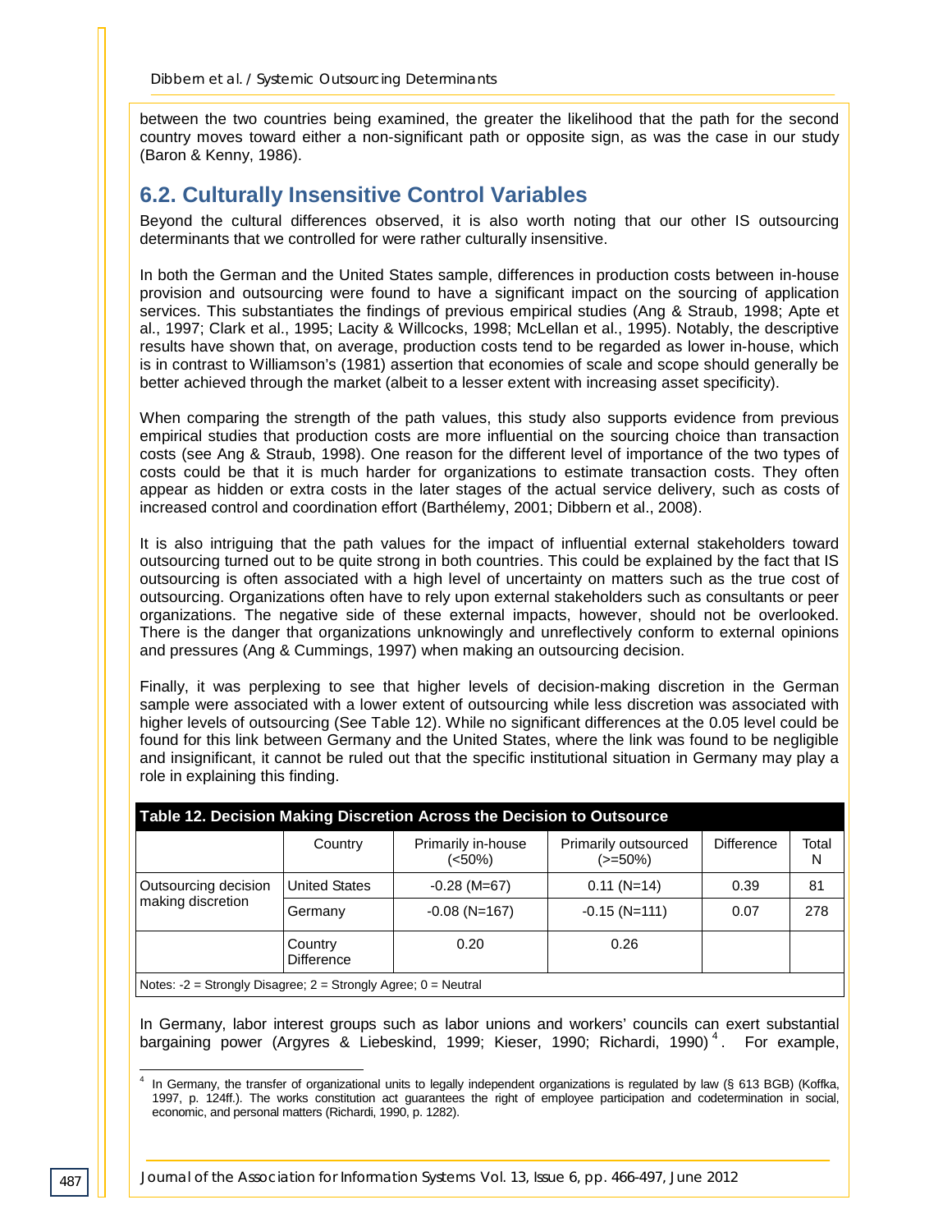between the two countries being examined, the greater the likelihood that the path for the second country moves toward either a non-significant path or opposite sign, as was the case in our study (Baron & Kenny, 1986).

## 6.2. Culturally Insensitive Control Variables

Beyond the cultural differences observed, it is also worth noting that our other IS outsourcing determinants that we controlled for were rather culturally insensitive.

In both the German and the United States sample, differences in production costs between in-house provision and outsourcing were found to have a significant impact on the sourcing of application services. This substantiates the findings of previous empirical studies (Ang & Straub, 1998; Apte et al., 1997; Clark et al., 1995; Lacity & Willcocks, 1998; McLellan et al., 1995). Notably, the descriptive results have shown that, on average, production costs tend to be regarded as lower in-house, which is in contrast to Williamson's (1981) assertion that economies of scale and scope should generally be better achieved through the market (albeit to a lesser extent with increasing asset specificity).

When comparing the strength of the path values, this study also supports evidence from previous empirical studies that production costs are more influential on the sourcing choice than transaction costs (see Ang & Straub, 1998). One reason for the different level of importance of the two types of costs could be that it is much harder for organizations to estimate transaction costs. They often appear as hidden or extra costs in the later stages of the actual service delivery, such as costs of increased control and coordination effort (Barthélemy, 2001; Dibbern et al., 2008).

It is also intriguing that the path values for the impact of influential external stakeholders toward outsourcing turned out to be quite strong in both countries. This could be explained by the fact that IS outsourcing is often associated with a high level of uncertainty on matters such as the true cost of outsourcing. Organizations often have to rely upon external stakeholders such as consultants or peer organizations. The negative side of these external impacts, however, should not be overlooked. There is the danger that organizations unknowingly and unreflectively conform to external opinions and pressures (Ang & Cummings, 1997) when making an outsourcing decision.

Finally, it was perplexing to see that higher levels of decision-making discretion in the German sample were associated with a lower extent of outsourcing while less discretion was associated with higher levels of outsourcing (See Table 12). While no significant differences at the 0.05 level could be found for this link between Germany and the United States, where the link was found to be negligible and insignificant, it cannot be ruled out that the specific institutional situation in Germany may play a role in explaining this finding.

**Table 12. Decision Making Discretion Across the Decision to Outsource**

| | Country | Primarily in-house (<50%) | Primarily outsourced (>=50%) | Difference | Total N |
|---|---|---|---|---|---|
| Outsourcing decision making discretion | United States | -0.28 (M=67) | 0.11 (N=14) | 0.39 | 81 |
| | Germany | -0.08 (N=167) | -0.15 (N=111) | 0.07 | 278 |
| | Country Difference | 0.20 | 0.26 | | |

Notes: -2 = Strongly Disagree; 2 = Strongly Agree; 0 = Neutral

In Germany, labor interest groups such as labor unions and workers' councils can exert substantial bargaining power (Argyres & Liebeskind, 1999; Kieser, 1990; Richardi, 1990)[4]. For example,

[4] In Germany, the transfer of organizational units to legally independent organizations is regulated by law (§ 613 BGB) (Koffka, 1997, p. 124ff.). The works constitution act guarantees the right of employee participation and codetermination in social, economic, and personal matters (Richardi, 1990, p. 1282).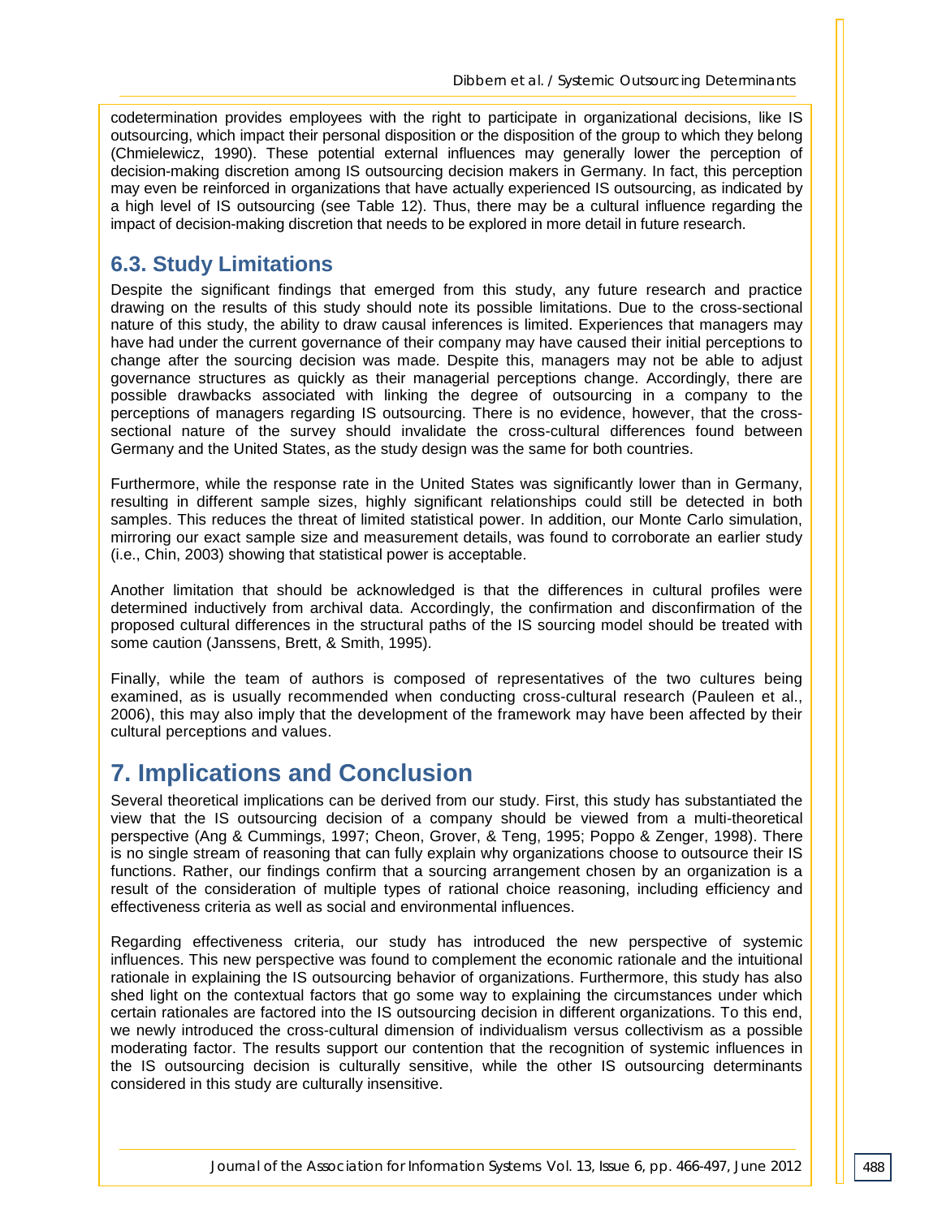codetermination provides employees with the right to participate in organizational decisions, like IS outsourcing, which impact their personal disposition or the disposition of the group to which they belong (Chmielewicz, 1990). These potential external influences may generally lower the perception of decision-making discretion among IS outsourcing decision makers in Germany. In fact, this perception may even be reinforced in organizations that have actually experienced IS outsourcing, as indicated by a high level of IS outsourcing (see Table 12). Thus, there may be a cultural influence regarding the impact of decision-making discretion that needs to be explored in more detail in future research.

## 6.3. Study Limitations

Despite the significant findings that emerged from this study, any future research and practice drawing on the results of this study should note its possible limitations. Due to the cross-sectional nature of this study, the ability to draw causal inferences is limited. Experiences that managers may have had under the current governance of their company may have caused their initial perceptions to change after the sourcing decision was made. Despite this, managers may not be able to adjust governance structures as quickly as their managerial perceptions change. Accordingly, there are possible drawbacks associated with linking the degree of outsourcing in a company to the perceptions of managers regarding IS outsourcing. There is no evidence, however, that the cross-sectional nature of the survey should invalidate the cross-cultural differences found between Germany and the United States, as the study design was the same for both countries.

Furthermore, while the response rate in the United States was significantly lower than in Germany, resulting in different sample sizes, highly significant relationships could still be detected in both samples. This reduces the threat of limited statistical power. In addition, our Monte Carlo simulation, mirroring our exact sample size and measurement details, was found to corroborate an earlier study (i.e., Chin, 2003) showing that statistical power is acceptable.

Another limitation that should be acknowledged is that the differences in cultural profiles were determined inductively from archival data. Accordingly, the confirmation and disconfirmation of the proposed cultural differences in the structural paths of the IS sourcing model should be treated with some caution (Janssens, Brett, & Smith, 1995).

Finally, while the team of authors is composed of representatives of the two cultures being examined, as is usually recommended when conducting cross-cultural research (Pauleen et al., 2006), this may also imply that the development of the framework may have been affected by their cultural perceptions and values.

# 7. Implications and Conclusion

Several theoretical implications can be derived from our study. First, this study has substantiated the view that the IS outsourcing decision of a company should be viewed from a multi-theoretical perspective (Ang & Cummings, 1997; Cheon, Grover, & Teng, 1995; Poppo & Zenger, 1998). There is no single stream of reasoning that can fully explain why organizations choose to outsource their IS functions. Rather, our findings confirm that a sourcing arrangement chosen by an organization is a result of the consideration of multiple types of rational choice reasoning, including efficiency and effectiveness criteria as well as social and environmental influences.

Regarding effectiveness criteria, our study has introduced the new perspective of systemic influences. This new perspective was found to complement the economic rationale and the intuitional rationale in explaining the IS outsourcing behavior of organizations. Furthermore, this study has also shed light on the contextual factors that go some way to explaining the circumstances under which certain rationales are factored into the IS outsourcing decision in different organizations. To this end, we newly introduced the cross-cultural dimension of individualism versus collectivism as a possible moderating factor. The results support our contention that the recognition of systemic influences in the IS outsourcing decision is culturally sensitive, while the other IS outsourcing determinants considered in this study are culturally insensitive.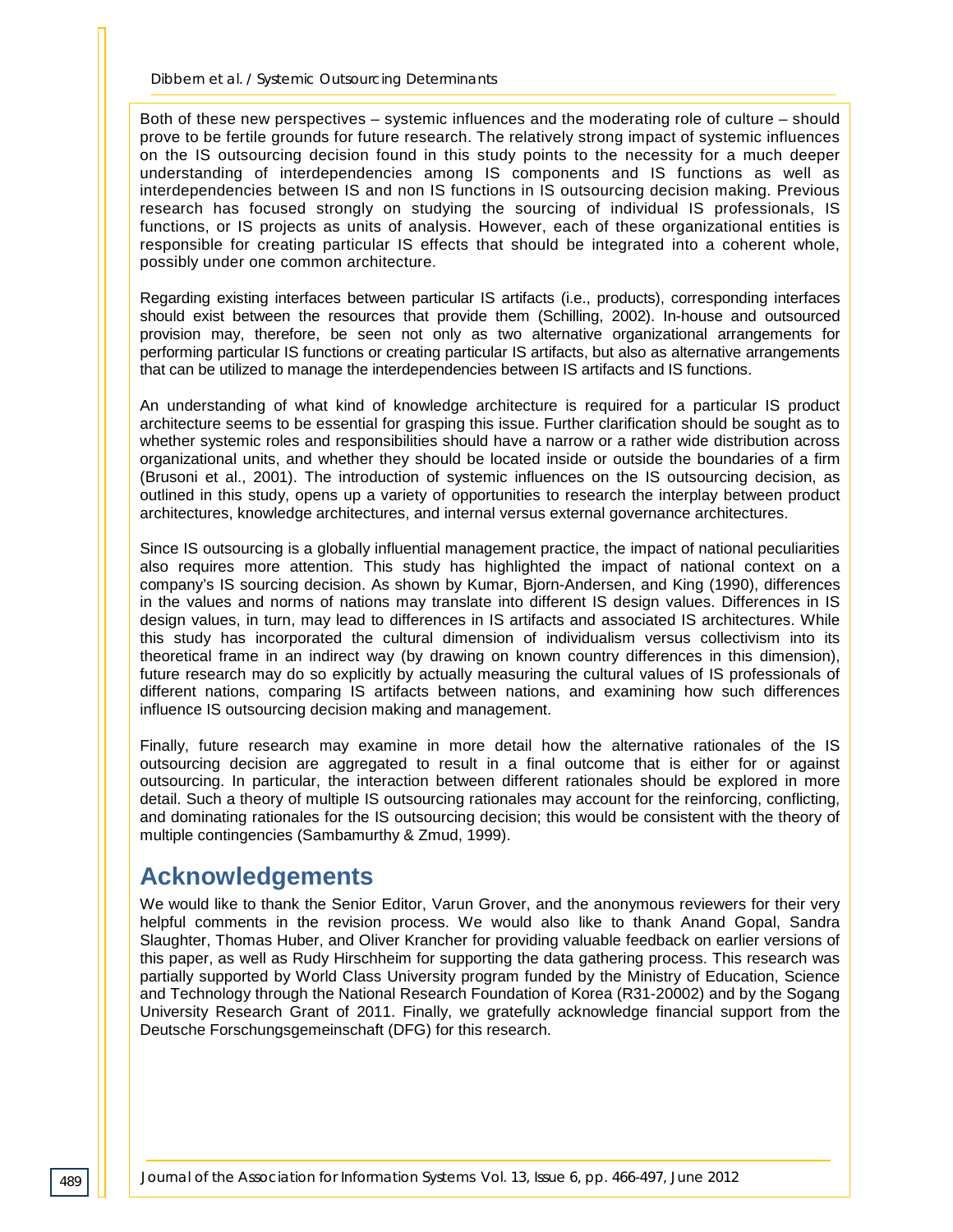Both of these new perspectives – systemic influences and the moderating role of culture – should prove to be fertile grounds for future research. The relatively strong impact of systemic influences on the IS outsourcing decision found in this study points to the necessity for a much deeper understanding of interdependencies among IS components and IS functions as well as interdependencies between IS and non IS functions in IS outsourcing decision making. Previous research has focused strongly on studying the sourcing of individual IS professionals, IS functions, or IS projects as units of analysis. However, each of these organizational entities is responsible for creating particular IS effects that should be integrated into a coherent whole, possibly under one common architecture.

Regarding existing interfaces between particular IS artifacts (i.e., products), corresponding interfaces should exist between the resources that provide them (Schilling, 2002). In-house and outsourced provision may, therefore, be seen not only as two alternative organizational arrangements for performing particular IS functions or creating particular IS artifacts, but also as alternative arrangements that can be utilized to manage the interdependencies between IS artifacts and IS functions.

An understanding of what kind of knowledge architecture is required for a particular IS product architecture seems to be essential for grasping this issue. Further clarification should be sought as to whether systemic roles and responsibilities should have a narrow or a rather wide distribution across organizational units, and whether they should be located inside or outside the boundaries of a firm (Brusoni et al., 2001). The introduction of systemic influences on the IS outsourcing decision, as outlined in this study, opens up a variety of opportunities to research the interplay between product architectures, knowledge architectures, and internal versus external governance architectures.

Since IS outsourcing is a globally influential management practice, the impact of national peculiarities also requires more attention. This study has highlighted the impact of national context on a company's IS sourcing decision. As shown by Kumar, Bjorn-Andersen, and King (1990), differences in the values and norms of nations may translate into different IS design values. Differences in IS design values, in turn, may lead to differences in IS artifacts and associated IS architectures. While this study has incorporated the cultural dimension of individualism versus collectivism into its theoretical frame in an indirect way (by drawing on known country differences in this dimension), future research may do so explicitly by actually measuring the cultural values of IS professionals of different nations, comparing IS artifacts between nations, and examining how such differences influence IS outsourcing decision making and management.

Finally, future research may examine in more detail how the alternative rationales of the IS outsourcing decision are aggregated to result in a final outcome that is either for or against outsourcing. In particular, the interaction between different rationales should be explored in more detail. Such a theory of multiple IS outsourcing rationales may account for the reinforcing, conflicting, and dominating rationales for the IS outsourcing decision; this would be consistent with the theory of multiple contingencies (Sambamurthy & Zmud, 1999).

## Acknowledgements

We would like to thank the Senior Editor, Varun Grover, and the anonymous reviewers for their very helpful comments in the revision process. We would also like to thank Anand Gopal, Sandra Slaughter, Thomas Huber, and Oliver Krancher for providing valuable feedback on earlier versions of this paper, as well as Rudy Hirschheim for supporting the data gathering process. This research was partially supported by World Class University program funded by the Ministry of Education, Science and Technology through the National Research Foundation of Korea (R31-20002) and by the Sogang University Research Grant of 2011. Finally, we gratefully acknowledge financial support from the Deutsche Forschungsgemeinschaft (DFG) for this research.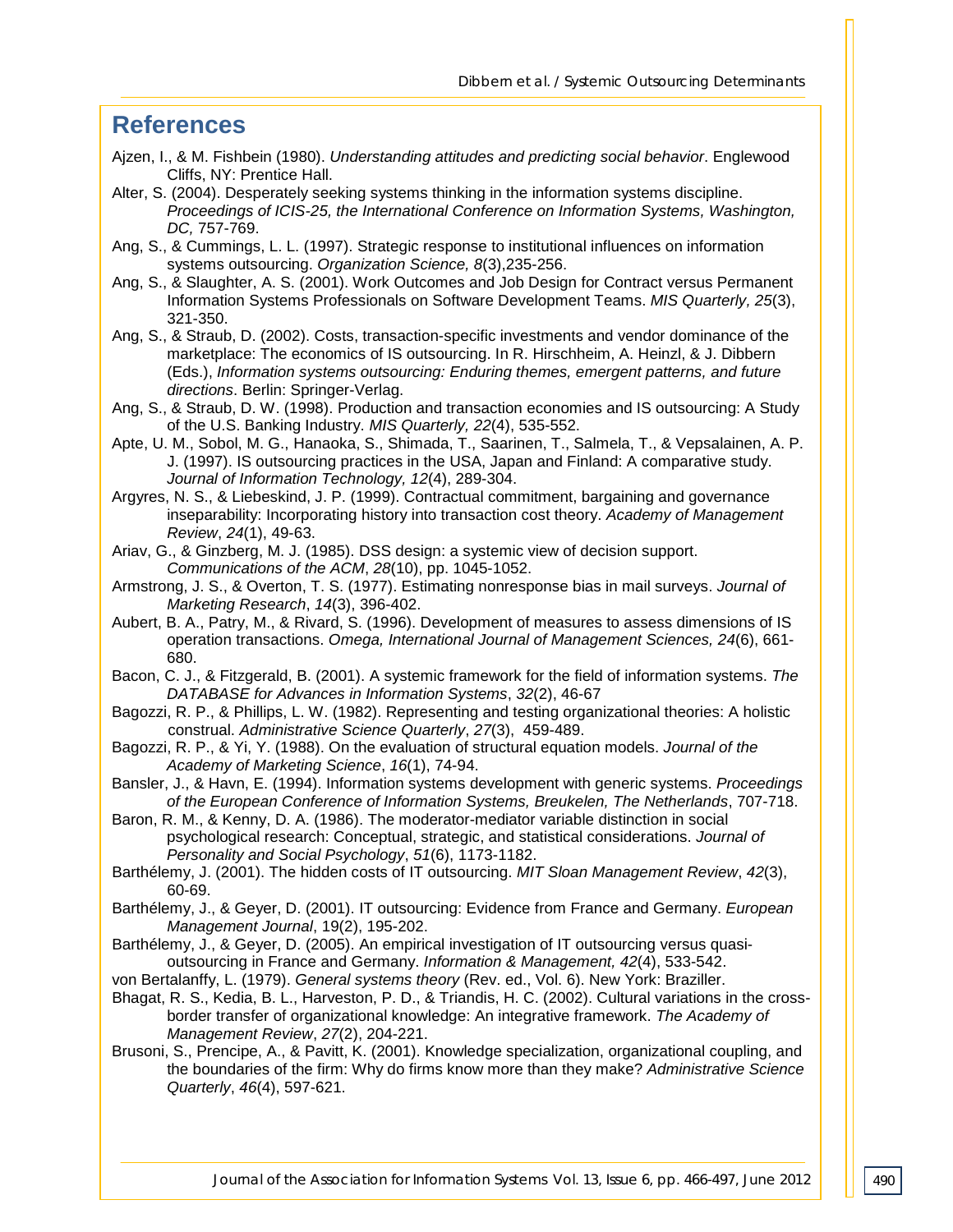# References

Ajzen, I., & M. Fishbein (1980). *Understanding attitudes and predicting social behavior*. Englewood Cliffs, NY: Prentice Hall.

Alter, S. (2004). Desperately seeking systems thinking in the information systems discipline. *Proceedings of ICIS-25, the International Conference on Information Systems, Washington, DC,* 757-769.

Ang, S., & Cummings, L. L. (1997). Strategic response to institutional influences on information systems outsourcing. *Organization Science, 8*(3),235-256.

Ang, S., & Slaughter, A. S. (2001). Work Outcomes and Job Design for Contract versus Permanent Information Systems Professionals on Software Development Teams. *MIS Quarterly, 25*(3), 321-350.

Ang, S., & Straub, D. (2002). Costs, transaction-specific investments and vendor dominance of the marketplace: The economics of IS outsourcing. In R. Hirschheim, A. Heinzl, & J. Dibbern (Eds.), *Information systems outsourcing: Enduring themes, emergent patterns, and future directions*. Berlin: Springer-Verlag.

Ang, S., & Straub, D. W. (1998). Production and transaction economies and IS outsourcing: A Study of the U.S. Banking Industry. *MIS Quarterly, 22*(4), 535-552.

Apte, U. M., Sobol, M. G., Hanaoka, S., Shimada, T., Saarinen, T., Salmela, T., & Vepsalainen, A. P. J. (1997). IS outsourcing practices in the USA, Japan and Finland: A comparative study. *Journal of Information Technology, 12*(4), 289-304.

Argyres, N. S., & Liebeskind, J. P. (1999). Contractual commitment, bargaining and governance inseparability: Incorporating history into transaction cost theory. *Academy of Management Review*, *24*(1), 49-63.

Ariav, G., & Ginzberg, M. J. (1985). DSS design: a systemic view of decision support. *Communications of the ACM*, *28*(10), pp. 1045-1052.

Armstrong, J. S., & Overton, T. S. (1977). Estimating nonresponse bias in mail surveys. *Journal of Marketing Research*, *14*(3), 396-402.

Aubert, B. A., Patry, M., & Rivard, S. (1996). Development of measures to assess dimensions of IS operation transactions. *Omega, International Journal of Management Sciences, 24*(6), 661-680.

Bacon, C. J., & Fitzgerald, B. (2001). A systemic framework for the field of information systems. *The DATABASE for Advances in Information Systems*, *32*(2), 46-67

Bagozzi, R. P., & Phillips, L. W. (1982). Representing and testing organizational theories: A holistic construal. *Administrative Science Quarterly*, *27*(3), 459-489.

Bagozzi, R. P., & Yi, Y. (1988). On the evaluation of structural equation models. *Journal of the Academy of Marketing Science*, *16*(1), 74-94.

Bansler, J., & Havn, E. (1994). Information systems development with generic systems. *Proceedings of the European Conference of Information Systems, Breukelen, The Netherlands*, 707-718.

Baron, R. M., & Kenny, D. A. (1986). The moderator-mediator variable distinction in social psychological research: Conceptual, strategic, and statistical considerations. *Journal of Personality and Social Psychology*, *51*(6), 1173-1182.

Barthélemy, J. (2001). The hidden costs of IT outsourcing. *MIT Sloan Management Review*, *42*(3), 60-69.

Barthélemy, J., & Geyer, D. (2001). IT outsourcing: Evidence from France and Germany. *European Management Journal*, 19(2), 195-202.

Barthélemy, J., & Geyer, D. (2005). An empirical investigation of IT outsourcing versus quasi-outsourcing in France and Germany. *Information & Management, 42*(4), 533-542.

von Bertalanffy, L. (1979). *General systems theory* (Rev. ed., Vol. 6). New York: Braziller.

Bhagat, R. S., Kedia, B. L., Harveston, P. D., & Triandis, H. C. (2002). Cultural variations in the cross-border transfer of organizational knowledge: An integrative framework. *The Academy of Management Review*, *27*(2), 204-221.

Brusoni, S., Prencipe, A., & Pavitt, K. (2001). Knowledge specialization, organizational coupling, and the boundaries of the firm: Why do firms know more than they make? *Administrative Science Quarterly*, *46*(4), 597-621.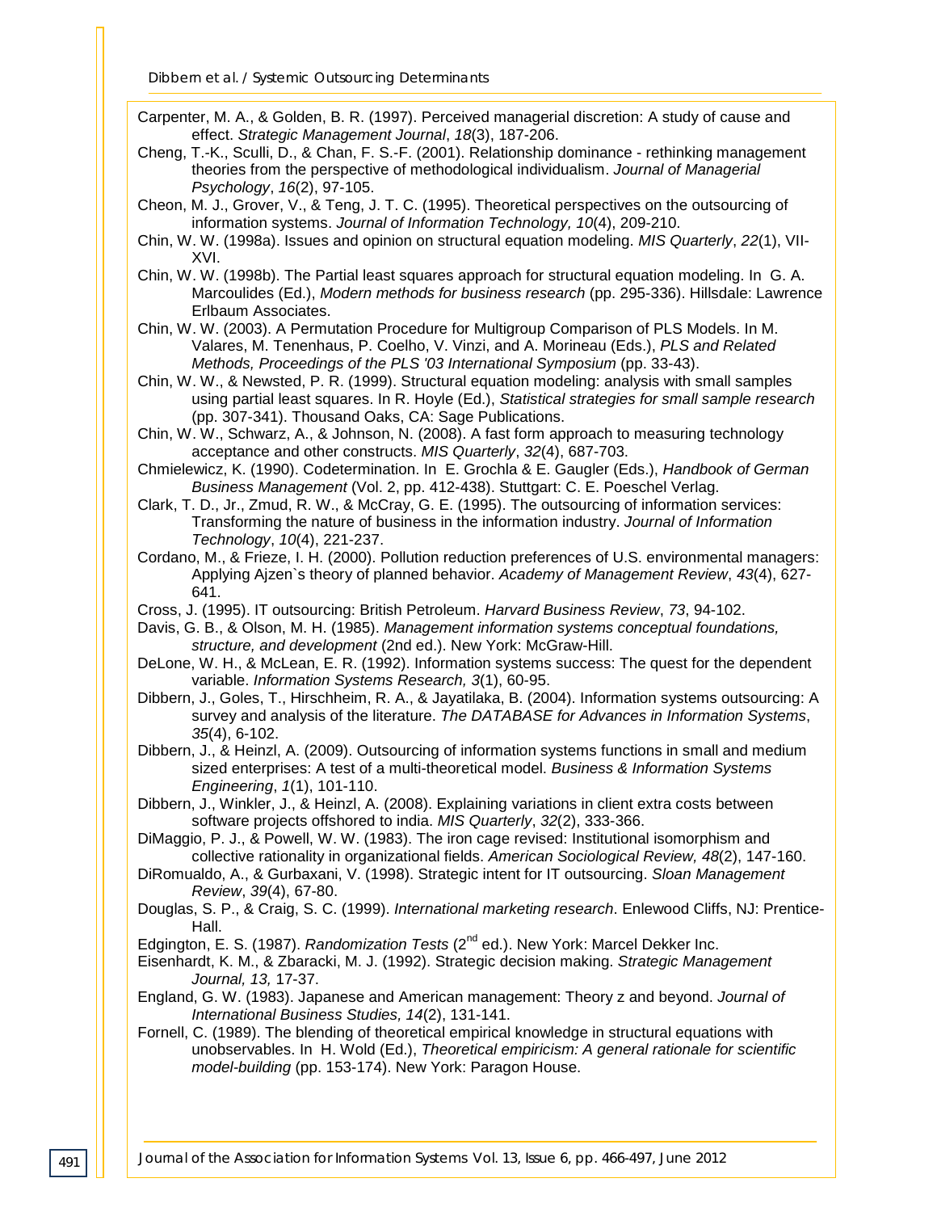Carpenter, M. A., & Golden, B. R. (1997). Perceived managerial discretion: A study of cause and effect. *Strategic Management Journal*, *18*(3), 187-206.

Cheng, T.-K., Sculli, D., & Chan, F. S.-F. (2001). Relationship dominance - rethinking management theories from the perspective of methodological individualism. *Journal of Managerial Psychology*, *16*(2), 97-105.

Cheon, M. J., Grover, V., & Teng, J. T. C. (1995). Theoretical perspectives on the outsourcing of information systems. *Journal of Information Technology, 10*(4), 209-210.

Chin, W. W. (1998a). Issues and opinion on structural equation modeling. *MIS Quarterly*, *22*(1), VII-XVI.

Chin, W. W. (1998b). The Partial least squares approach for structural equation modeling. In G. A. Marcoulides (Ed.), *Modern methods for business research* (pp. 295-336). Hillsdale: Lawrence Erlbaum Associates.

Chin, W. W. (2003). A Permutation Procedure for Multigroup Comparison of PLS Models. In M. Valares, M. Tenenhaus, P. Coelho, V. Vinzi, and A. Morineau (Eds.), *PLS and Related Methods, Proceedings of the PLS '03 International Symposium* (pp. 33-43).

Chin, W. W., & Newsted, P. R. (1999). Structural equation modeling: analysis with small samples using partial least squares. In R. Hoyle (Ed.), *Statistical strategies for small sample research* (pp. 307-341). Thousand Oaks, CA: Sage Publications.

Chin, W. W., Schwarz, A., & Johnson, N. (2008). A fast form approach to measuring technology acceptance and other constructs. *MIS Quarterly*, *32*(4), 687-703.

Chmielewicz, K. (1990). Codetermination. In E. Grochla & E. Gaugler (Eds.), *Handbook of German Business Management* (Vol. 2, pp. 412-438). Stuttgart: C. E. Poeschel Verlag.

Clark, T. D., Jr., Zmud, R. W., & McCray, G. E. (1995). The outsourcing of information services: Transforming the nature of business in the information industry. *Journal of Information Technology*, *10*(4), 221-237.

Cordano, M., & Frieze, I. H. (2000). Pollution reduction preferences of U.S. environmental managers: Applying Ajzen`s theory of planned behavior. *Academy of Management Review*, *43*(4), 627-641.

Cross, J. (1995). IT outsourcing: British Petroleum. *Harvard Business Review*, *73*, 94-102.

Davis, G. B., & Olson, M. H. (1985). *Management information systems conceptual foundations, structure, and development* (2nd ed.). New York: McGraw-Hill.

DeLone, W. H., & McLean, E. R. (1992). Information systems success: The quest for the dependent variable. *Information Systems Research, 3*(1), 60-95.

Dibbern, J., Goles, T., Hirschheim, R. A., & Jayatilaka, B. (2004). Information systems outsourcing: A survey and analysis of the literature. *The DATABASE for Advances in Information Systems*, *35*(4), 6-102.

Dibbern, J., & Heinzl, A. (2009). Outsourcing of information systems functions in small and medium sized enterprises: A test of a multi-theoretical model. *Business & Information Systems Engineering*, *1*(1), 101-110.

Dibbern, J., Winkler, J., & Heinzl, A. (2008). Explaining variations in client extra costs between software projects offshored to india. *MIS Quarterly*, *32*(2), 333-366.

DiMaggio, P. J., & Powell, W. W. (1983). The iron cage revised: Institutional isomorphism and collective rationality in organizational fields. *American Sociological Review, 48*(2), 147-160.

DiRomualdo, A., & Gurbaxani, V. (1998). Strategic intent for IT outsourcing. *Sloan Management Review*, *39*(4), 67-80.

Douglas, S. P., & Craig, S. C. (1999). *International marketing research*. Enlewood Cliffs, NJ: Prentice-Hall.

Edgington, E. S. (1987). *Randomization Tests* (2nd ed.). New York: Marcel Dekker Inc.

Eisenhardt, K. M., & Zbaracki, M. J. (1992). Strategic decision making. *Strategic Management Journal, 13,* 17-37.

England, G. W. (1983). Japanese and American management: Theory z and beyond. *Journal of International Business Studies, 14*(2), 131-141.

Fornell, C. (1989). The blending of theoretical empirical knowledge in structural equations with unobservables. In H. Wold (Ed.), *Theoretical empiricism: A general rationale for scientific model-building* (pp. 153-174). New York: Paragon House.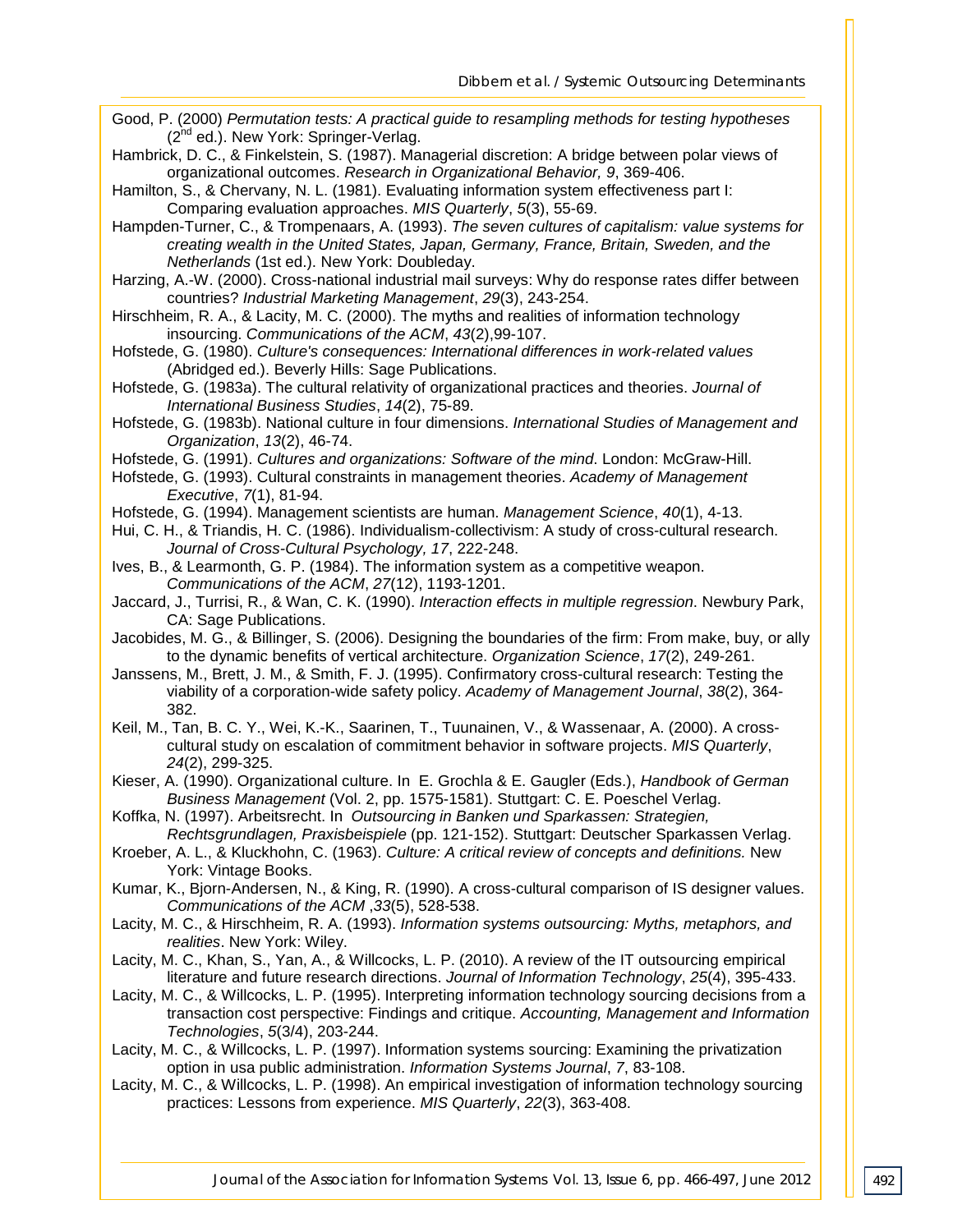Good, P. (2000) *Permutation tests: A practical guide to resampling methods for testing hypotheses* (2nd ed.). New York: Springer-Verlag.

Hambrick, D. C., & Finkelstein, S. (1987). Managerial discretion: A bridge between polar views of organizational outcomes. *Research in Organizational Behavior, 9*, 369-406.

Hamilton, S., & Chervany, N. L. (1981). Evaluating information system effectiveness part I: Comparing evaluation approaches. *MIS Quarterly*, *5*(3), 55-69.

Hampden-Turner, C., & Trompenaars, A. (1993). *The seven cultures of capitalism: value systems for creating wealth in the United States, Japan, Germany, France, Britain, Sweden, and the Netherlands* (1st ed.). New York: Doubleday.

Harzing, A.-W. (2000). Cross-national industrial mail surveys: Why do response rates differ between countries? *Industrial Marketing Management*, *29*(3), 243-254.

Hirschheim, R. A., & Lacity, M. C. (2000). The myths and realities of information technology insourcing. *Communications of the ACM*, *43*(2),99-107.

Hofstede, G. (1980). *Culture's consequences: International differences in work-related values* (Abridged ed.). Beverly Hills: Sage Publications.

Hofstede, G. (1983a). The cultural relativity of organizational practices and theories. *Journal of International Business Studies*, *14*(2), 75-89.

Hofstede, G. (1983b). National culture in four dimensions. *International Studies of Management and Organization*, *13*(2), 46-74.

Hofstede, G. (1991). *Cultures and organizations: Software of the mind*. London: McGraw-Hill.

Hofstede, G. (1993). Cultural constraints in management theories. *Academy of Management Executive*, *7*(1), 81-94.

Hofstede, G. (1994). Management scientists are human. *Management Science*, *40*(1), 4-13.

Hui, C. H., & Triandis, H. C. (1986). Individualism-collectivism: A study of cross-cultural research. *Journal of Cross-Cultural Psychology, 17*, 222-248.

Ives, B., & Learmonth, G. P. (1984). The information system as a competitive weapon. *Communications of the ACM*, *27*(12), 1193-1201.

Jaccard, J., Turrisi, R., & Wan, C. K. (1990). *Interaction effects in multiple regression*. Newbury Park, CA: Sage Publications.

Jacobides, M. G., & Billinger, S. (2006). Designing the boundaries of the firm: From make, buy, or ally to the dynamic benefits of vertical architecture. *Organization Science*, *17*(2), 249-261.

Janssens, M., Brett, J. M., & Smith, F. J. (1995). Confirmatory cross-cultural research: Testing the viability of a corporation-wide safety policy. *Academy of Management Journal*, *38*(2), 364-382.

Keil, M., Tan, B. C. Y., Wei, K.-K., Saarinen, T., Tuunainen, V., & Wassenaar, A. (2000). A cross-cultural study on escalation of commitment behavior in software projects. *MIS Quarterly*, *24*(2), 299-325.

Kieser, A. (1990). Organizational culture. In E. Grochla & E. Gaugler (Eds.), *Handbook of German Business Management* (Vol. 2, pp. 1575-1581). Stuttgart: C. E. Poeschel Verlag.

Koffka, N. (1997). Arbeitsrecht. In *Outsourcing in Banken und Sparkassen: Strategien, Rechtsgrundlagen, Praxisbeispiele* (pp. 121-152). Stuttgart: Deutscher Sparkassen Verlag.

Kroeber, A. L., & Kluckhohn, C. (1963). *Culture: A critical review of concepts and definitions.* New York: Vintage Books.

Kumar, K., Bjorn-Andersen, N., & King, R. (1990). A cross-cultural comparison of IS designer values. *Communications of the ACM* ,*33*(5), 528-538.

Lacity, M. C., & Hirschheim, R. A. (1993). *Information systems outsourcing: Myths, metaphors, and realities*. New York: Wiley.

Lacity, M. C., Khan, S., Yan, A., & Willcocks, L. P. (2010). A review of the IT outsourcing empirical literature and future research directions. *Journal of Information Technology*, *25*(4), 395-433.

Lacity, M. C., & Willcocks, L. P. (1995). Interpreting information technology sourcing decisions from a transaction cost perspective: Findings and critique. *Accounting, Management and Information Technologies*, *5*(3/4), 203-244.

Lacity, M. C., & Willcocks, L. P. (1997). Information systems sourcing: Examining the privatization option in usa public administration. *Information Systems Journal*, *7*, 83-108.

Lacity, M. C., & Willcocks, L. P. (1998). An empirical investigation of information technology sourcing practices: Lessons from experience. *MIS Quarterly*, *22*(3), 363-408.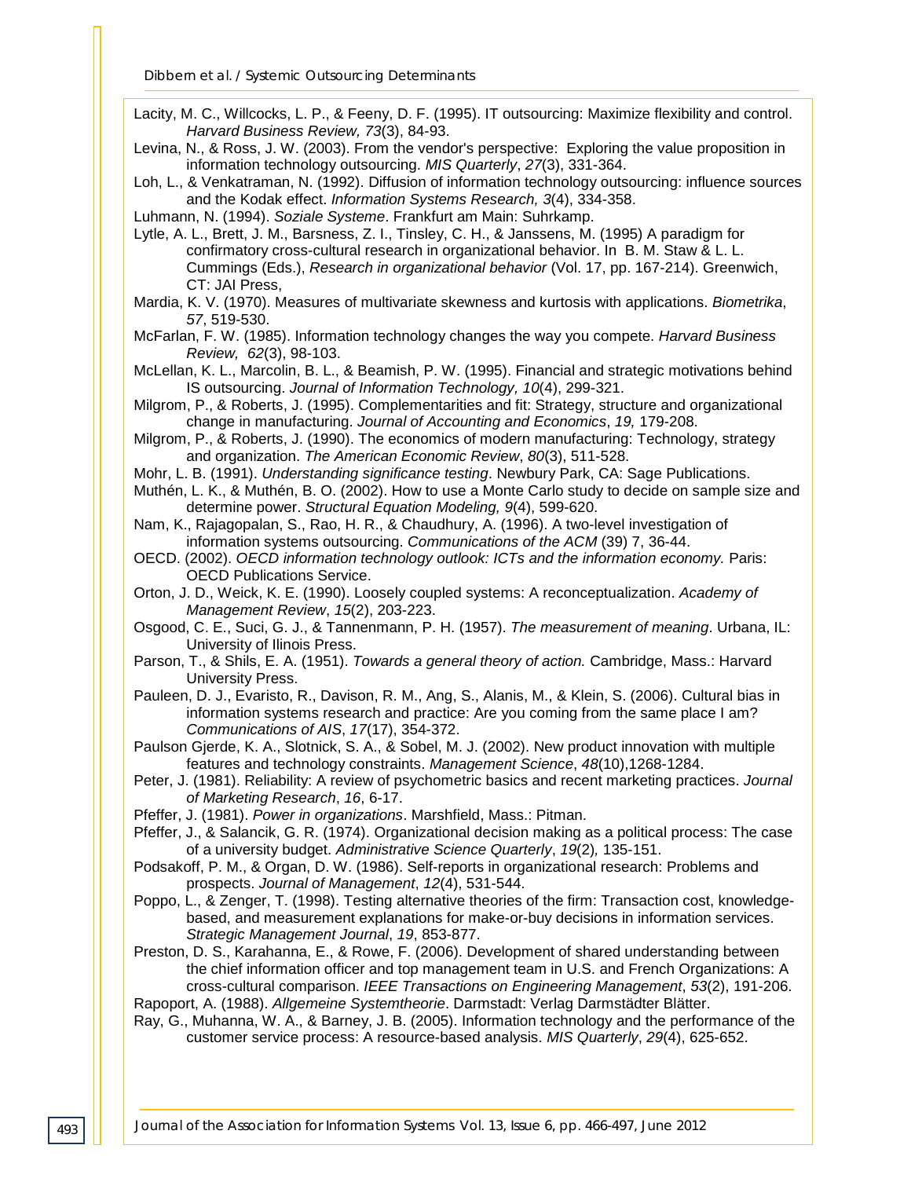Lacity, M. C., Willcocks, L. P., & Feeny, D. F. (1995). IT outsourcing: Maximize flexibility and control. *Harvard Business Review, 73*(3), 84-93.

Levina, N., & Ross, J. W. (2003). From the vendor's perspective: Exploring the value proposition in information technology outsourcing. *MIS Quarterly*, *27*(3), 331-364.

Loh, L., & Venkatraman, N. (1992). Diffusion of information technology outsourcing: influence sources and the Kodak effect. *Information Systems Research, 3*(4), 334-358.

Luhmann, N. (1994). *Soziale Systeme*. Frankfurt am Main: Suhrkamp.

Lytle, A. L., Brett, J. M., Barsness, Z. I., Tinsley, C. H., & Janssens, M. (1995) A paradigm for confirmatory cross-cultural research in organizational behavior. In B. M. Staw & L. L. Cummings (Eds.), *Research in organizational behavior* (Vol. 17, pp. 167-214). Greenwich, CT: JAI Press,

Mardia, K. V. (1970). Measures of multivariate skewness and kurtosis with applications. *Biometrika*, *57*, 519-530.

McFarlan, F. W. (1985). Information technology changes the way you compete. *Harvard Business Review, 62*(3), 98-103.

McLellan, K. L., Marcolin, B. L., & Beamish, P. W. (1995). Financial and strategic motivations behind IS outsourcing. *Journal of Information Technology, 10*(4), 299-321.

Milgrom, P., & Roberts, J. (1995). Complementarities and fit: Strategy, structure and organizational change in manufacturing. *Journal of Accounting and Economics*, *19,* 179-208.

Milgrom, P., & Roberts, J. (1990). The economics of modern manufacturing: Technology, strategy and organization. *The American Economic Review*, *80*(3), 511-528.

Mohr, L. B. (1991). *Understanding significance testing*. Newbury Park, CA: Sage Publications.

Muthén, L. K., & Muthén, B. O. (2002). How to use a Monte Carlo study to decide on sample size and determine power. *Structural Equation Modeling, 9*(4), 599-620.

Nam, K., Rajagopalan, S., Rao, H. R., & Chaudhury, A. (1996). A two-level investigation of information systems outsourcing. *Communications of the ACM* (39) 7, 36-44.

OECD. (2002). *OECD information technology outlook: ICTs and the information economy.* Paris: OECD Publications Service.

Orton, J. D., Weick, K. E. (1990). Loosely coupled systems: A reconceptualization. *Academy of Management Review*, *15*(2), 203-223.

Osgood, C. E., Suci, G. J., & Tannenmann, P. H. (1957). *The measurement of meaning*. Urbana, IL: University of Ilinois Press.

Parson, T., & Shils, E. A. (1951). *Towards a general theory of action.* Cambridge, Mass.: Harvard University Press.

Pauleen, D. J., Evaristo, R., Davison, R. M., Ang, S., Alanis, M., & Klein, S. (2006). Cultural bias in information systems research and practice: Are you coming from the same place I am? *Communications of AIS*, *17*(17), 354-372.

Paulson Gjerde, K. A., Slotnick, S. A., & Sobel, M. J. (2002). New product innovation with multiple features and technology constraints. *Management Science*, *48*(10),1268-1284.

Peter, J. (1981). Reliability: A review of psychometric basics and recent marketing practices. *Journal of Marketing Research*, *16*, 6-17.

Pfeffer, J. (1981). *Power in organizations*. Marshfield, Mass.: Pitman.

Pfeffer, J., & Salancik, G. R. (1974). Organizational decision making as a political process: The case of a university budget. *Administrative Science Quarterly*, *19*(2)*,* 135-151.

Podsakoff, P. M., & Organ, D. W. (1986). Self-reports in organizational research: Problems and prospects. *Journal of Management*, *12*(4), 531-544.

Poppo, L., & Zenger, T. (1998). Testing alternative theories of the firm: Transaction cost, knowledge-based, and measurement explanations for make-or-buy decisions in information services. *Strategic Management Journal*, *19*, 853-877.

Preston, D. S., Karahanna, E., & Rowe, F. (2006). Development of shared understanding between the chief information officer and top management team in U.S. and French Organizations: A cross-cultural comparison. *IEEE Transactions on Engineering Management*, *53*(2), 191-206.

Rapoport, A. (1988). *Allgemeine Systemtheorie*. Darmstadt: Verlag Darmstädter Blätter.

Ray, G., Muhanna, W. A., & Barney, J. B. (2005). Information technology and the performance of the customer service process: A resource-based analysis. *MIS Quarterly*, *29*(4), 625-652.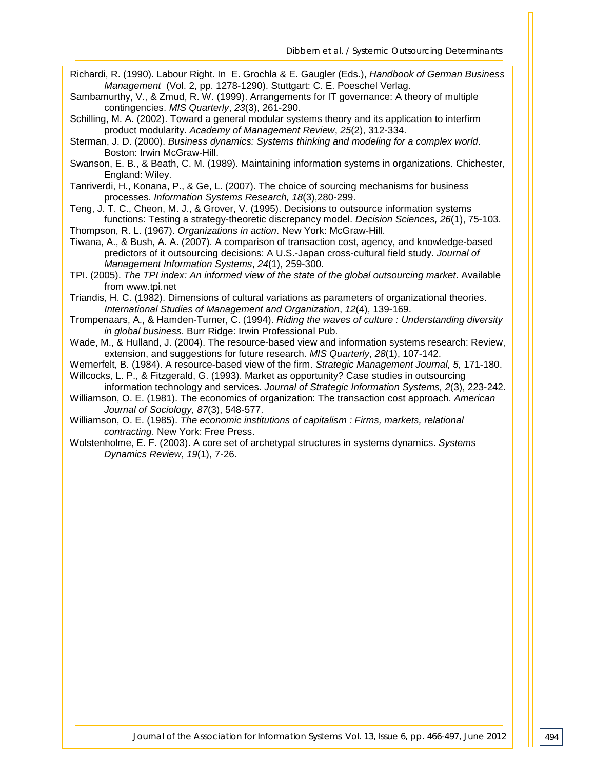Richardi, R. (1990). Labour Right. In E. Grochla & E. Gaugler (Eds.), *Handbook of German Business Management* (Vol. 2, pp. 1278-1290). Stuttgart: C. E. Poeschel Verlag.

Sambamurthy, V., & Zmud, R. W. (1999). Arrangements for IT governance: A theory of multiple contingencies. *MIS Quarterly*, *23*(3), 261-290.

Schilling, M. A. (2002). Toward a general modular systems theory and its application to interfirm product modularity. *Academy of Management Review*, *25*(2), 312-334.

Sterman, J. D. (2000). *Business dynamics: Systems thinking and modeling for a complex world*. Boston: Irwin McGraw-Hill.

Swanson, E. B., & Beath, C. M. (1989). Maintaining information systems in organizations. Chichester, England: Wiley.

Tanriverdi, H., Konana, P., & Ge, L. (2007). The choice of sourcing mechanisms for business processes. *Information Systems Research, 18*(3),280-299.

Teng, J. T. C., Cheon, M. J., & Grover, V. (1995). Decisions to outsource information systems functions: Testing a strategy-theoretic discrepancy model. *Decision Sciences, 26*(1), 75-103.

Thompson, R. L. (1967). *Organizations in action*. New York: McGraw-Hill.

Tiwana, A., & Bush, A. A. (2007). A comparison of transaction cost, agency, and knowledge-based predictors of it outsourcing decisions: A U.S.-Japan cross-cultural field study. *Journal of Management Information Systems*, *24*(1), 259-300.

TPI. (2005). *The TPI index: An informed view of the state of the global outsourcing market*. Available from www.tpi.net

Triandis, H. C. (1982). Dimensions of cultural variations as parameters of organizational theories. *International Studies of Management and Organization*, *12*(4), 139-169.

Trompenaars, A., & Hamden-Turner, C. (1994). *Riding the waves of culture : Understanding diversity in global business*. Burr Ridge: Irwin Professional Pub.

Wade, M., & Hulland, J. (2004). The resource-based view and information systems research: Review, extension, and suggestions for future research. *MIS Quarterly*, *28*(1), 107-142.

Wernerfelt, B. (1984). A resource-based view of the firm. *Strategic Management Journal, 5,* 171-180.

Willcocks, L. P., & Fitzgerald, G. (1993). Market as opportunity? Case studies in outsourcing information technology and services. *Journal of Strategic Information Systems, 2*(3), 223-242.

Williamson, O. E. (1981). The economics of organization: The transaction cost approach. *American Journal of Sociology, 87*(3), 548-577.

Williamson, O. E. (1985). *The economic institutions of capitalism : Firms, markets, relational contracting*. New York: Free Press.

Wolstenholme, E. F. (2003). A core set of archetypal structures in systems dynamics. *Systems Dynamics Review*, *19*(1), 7-26.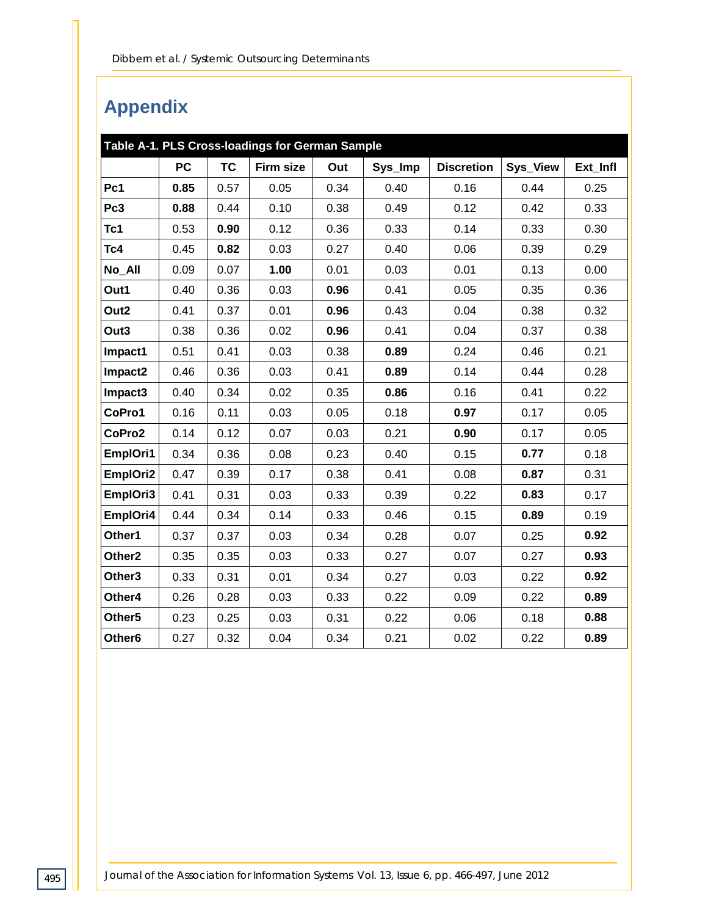# Appendix

**Table A-1. PLS Cross-loadings for German Sample**

| | PC | TC | Firm size | Out | Sys_Imp | Discretion | Sys_View | Ext_Infl |
|---|---|---|---|---|---|---|---|---|
| **Pc1** | **0.85** | 0.57 | 0.05 | 0.34 | 0.40 | 0.16 | 0.44 | 0.25 |
| **Pc3** | **0.88** | 0.44 | 0.10 | 0.38 | 0.49 | 0.12 | 0.42 | 0.33 |
| **Tc1** | 0.53 | **0.90** | 0.12 | 0.36 | 0.33 | 0.14 | 0.33 | 0.30 |
| **Tc4** | 0.45 | **0.82** | 0.03 | 0.27 | 0.40 | 0.06 | 0.39 | 0.29 |
| **No_All** | 0.09 | 0.07 | **1.00** | 0.01 | 0.03 | 0.01 | 0.13 | 0.00 |
| **Out1** | 0.40 | 0.36 | 0.03 | **0.96** | 0.41 | 0.05 | 0.35 | 0.36 |
| **Out2** | 0.41 | 0.37 | 0.01 | **0.96** | 0.43 | 0.04 | 0.38 | 0.32 |
| **Out3** | 0.38 | 0.36 | 0.02 | **0.96** | 0.41 | 0.04 | 0.37 | 0.38 |
| **Impact1** | 0.51 | 0.41 | 0.03 | 0.38 | **0.89** | 0.24 | 0.46 | 0.21 |
| **Impact2** | 0.46 | 0.36 | 0.03 | 0.41 | **0.89** | 0.14 | 0.44 | 0.28 |
| **Impact3** | 0.40 | 0.34 | 0.02 | 0.35 | **0.86** | 0.16 | 0.41 | 0.22 |
| **CoPro1** | 0.16 | 0.11 | 0.03 | 0.05 | 0.18 | **0.97** | 0.17 | 0.05 |
| **CoPro2** | 0.14 | 0.12 | 0.07 | 0.03 | 0.21 | **0.90** | 0.17 | 0.05 |
| **EmplOri1** | 0.34 | 0.36 | 0.08 | 0.23 | 0.40 | 0.15 | **0.77** | 0.18 |
| **EmplOri2** | 0.47 | 0.39 | 0.17 | 0.38 | 0.41 | 0.08 | **0.87** | 0.31 |
| **EmplOri3** | 0.41 | 0.31 | 0.03 | 0.33 | 0.39 | 0.22 | **0.83** | 0.17 |
| **EmplOri4** | 0.44 | 0.34 | 0.14 | 0.33 | 0.46 | 0.15 | **0.89** | 0.19 |
| **Other1** | 0.37 | 0.37 | 0.03 | 0.34 | 0.28 | 0.07 | 0.25 | **0.92** |
| **Other2** | 0.35 | 0.35 | 0.03 | 0.33 | 0.27 | 0.07 | 0.27 | **0.93** |
| **Other3** | 0.33 | 0.31 | 0.01 | 0.34 | 0.27 | 0.03 | 0.22 | **0.92** |
| **Other4** | 0.26 | 0.28 | 0.03 | 0.33 | 0.22 | 0.09 | 0.22 | **0.89** |
| **Other5** | 0.23 | 0.25 | 0.03 | 0.31 | 0.22 | 0.06 | 0.18 | **0.88** |
| **Other6** | 0.27 | 0.32 | 0.04 | 0.34 | 0.21 | 0.02 | 0.22 | **0.89** |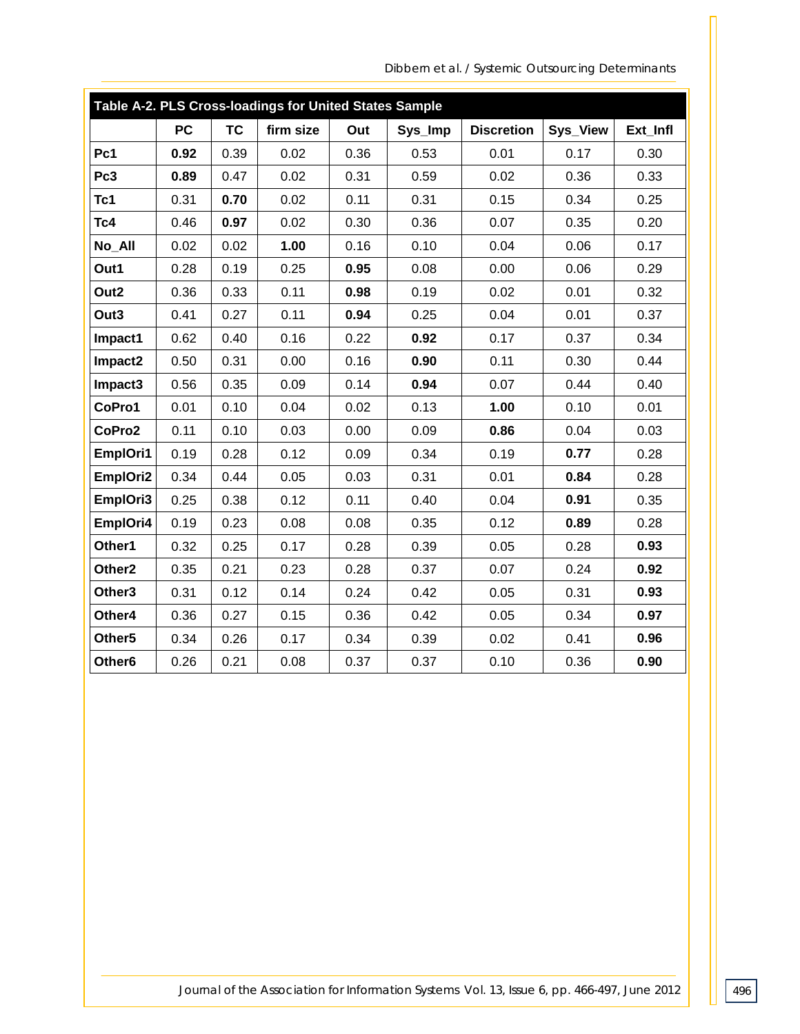**Table A-2. PLS Cross-loadings for United States Sample**

| | PC | TC | firm size | Out | Sys_Imp | Discretion | Sys_View | Ext_Infl |
|---|---|---|---|---|---|---|---|---|
| **Pc1** | **0.92** | 0.39 | 0.02 | 0.36 | 0.53 | 0.01 | 0.17 | 0.30 |
| **Pc3** | **0.89** | 0.47 | 0.02 | 0.31 | 0.59 | 0.02 | 0.36 | 0.33 |
| **Tc1** | 0.31 | **0.70** | 0.02 | 0.11 | 0.31 | 0.15 | 0.34 | 0.25 |
| **Tc4** | 0.46 | **0.97** | 0.02 | 0.30 | 0.36 | 0.07 | 0.35 | 0.20 |
| **No_All** | 0.02 | 0.02 | **1.00** | 0.16 | 0.10 | 0.04 | 0.06 | 0.17 |
| **Out1** | 0.28 | 0.19 | 0.25 | **0.95** | 0.08 | 0.00 | 0.06 | 0.29 |
| **Out2** | 0.36 | 0.33 | 0.11 | **0.98** | 0.19 | 0.02 | 0.01 | 0.32 |
| **Out3** | 0.41 | 0.27 | 0.11 | **0.94** | 0.25 | 0.04 | 0.01 | 0.37 |
| **Impact1** | 0.62 | 0.40 | 0.16 | 0.22 | **0.92** | 0.17 | 0.37 | 0.34 |
| **Impact2** | 0.50 | 0.31 | 0.00 | 0.16 | **0.90** | 0.11 | 0.30 | 0.44 |
| **Impact3** | 0.56 | 0.35 | 0.09 | 0.14 | **0.94** | 0.07 | 0.44 | 0.40 |
| **CoPro1** | 0.01 | 0.10 | 0.04 | 0.02 | 0.13 | **1.00** | 0.10 | 0.01 |
| **CoPro2** | 0.11 | 0.10 | 0.03 | 0.00 | 0.09 | **0.86** | 0.04 | 0.03 |
| **EmplOri1** | 0.19 | 0.28 | 0.12 | 0.09 | 0.34 | 0.19 | **0.77** | 0.28 |
| **EmplOri2** | 0.34 | 0.44 | 0.05 | 0.03 | 0.31 | 0.01 | **0.84** | 0.28 |
| **EmplOri3** | 0.25 | 0.38 | 0.12 | 0.11 | 0.40 | 0.04 | **0.91** | 0.35 |
| **EmplOri4** | 0.19 | 0.23 | 0.08 | 0.08 | 0.35 | 0.12 | **0.89** | 0.28 |
| **Other1** | 0.32 | 0.25 | 0.17 | 0.28 | 0.39 | 0.05 | 0.28 | **0.93** |
| **Other2** | 0.35 | 0.21 | 0.23 | 0.28 | 0.37 | 0.07 | 0.24 | **0.92** |
| **Other3** | 0.31 | 0.12 | 0.14 | 0.24 | 0.42 | 0.05 | 0.31 | **0.93** |
| **Other4** | 0.36 | 0.27 | 0.15 | 0.36 | 0.42 | 0.05 | 0.34 | **0.97** |
| **Other5** | 0.34 | 0.26 | 0.17 | 0.34 | 0.39 | 0.02 | 0.41 | **0.96** |
| **Other6** | 0.26 | 0.21 | 0.08 | 0.37 | 0.37 | 0.10 | 0.36 | **0.90** |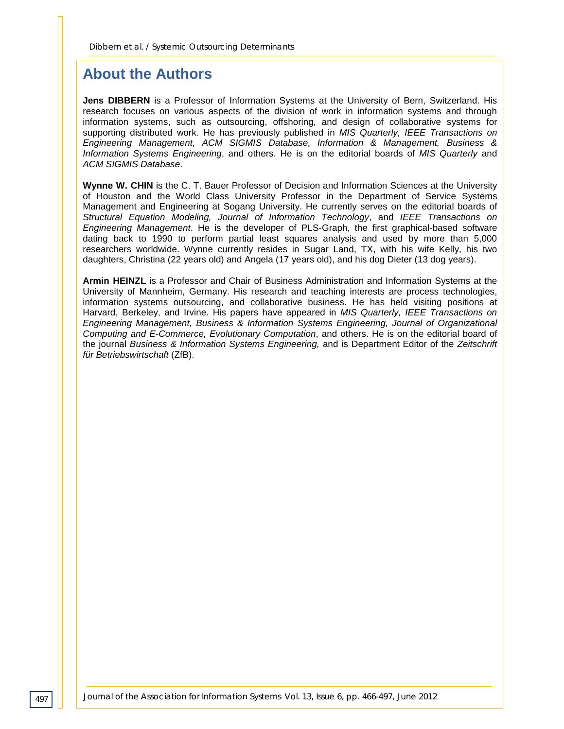## About the Authors

**Jens DIBBERN** is a Professor of Information Systems at the University of Bern, Switzerland. His research focuses on various aspects of the division of work in information systems and through information systems, such as outsourcing, offshoring, and design of collaborative systems for supporting distributed work. He has previously published in *MIS Quarterly, IEEE Transactions on Engineering Management, ACM SIGMIS Database, Information & Management, Business & Information Systems Engineering*, and others. He is on the editorial boards of *MIS Quarterly* and *ACM SIGMIS Database*.

**Wynne W. CHIN** is the C. T. Bauer Professor of Decision and Information Sciences at the University of Houston and the World Class University Professor in the Department of Service Systems Management and Engineering at Sogang University. He currently serves on the editorial boards of *Structural Equation Modeling, Journal of Information Technology*, and *IEEE Transactions on Engineering Management*. He is the developer of PLS-Graph, the first graphical-based software dating back to 1990 to perform partial least squares analysis and used by more than 5,000 researchers worldwide. Wynne currently resides in Sugar Land, TX, with his wife Kelly, his two daughters, Christina (22 years old) and Angela (17 years old), and his dog Dieter (13 dog years).

**Armin HEINZL** is a Professor and Chair of Business Administration and Information Systems at the University of Mannheim, Germany. His research and teaching interests are process technologies, information systems outsourcing, and collaborative business. He has held visiting positions at Harvard, Berkeley, and Irvine. His papers have appeared in *MIS Quarterly, IEEE Transactions on Engineering Management, Business & Information Systems Engineering, Journal of Organizational Computing and E-Commerce, Evolutionary Computation*, and others. He is on the editorial board of the journal *Business & Information Systems Engineering,* and is Department Editor of the *Zeitschrift für Betriebswirtschaft* (ZfB).